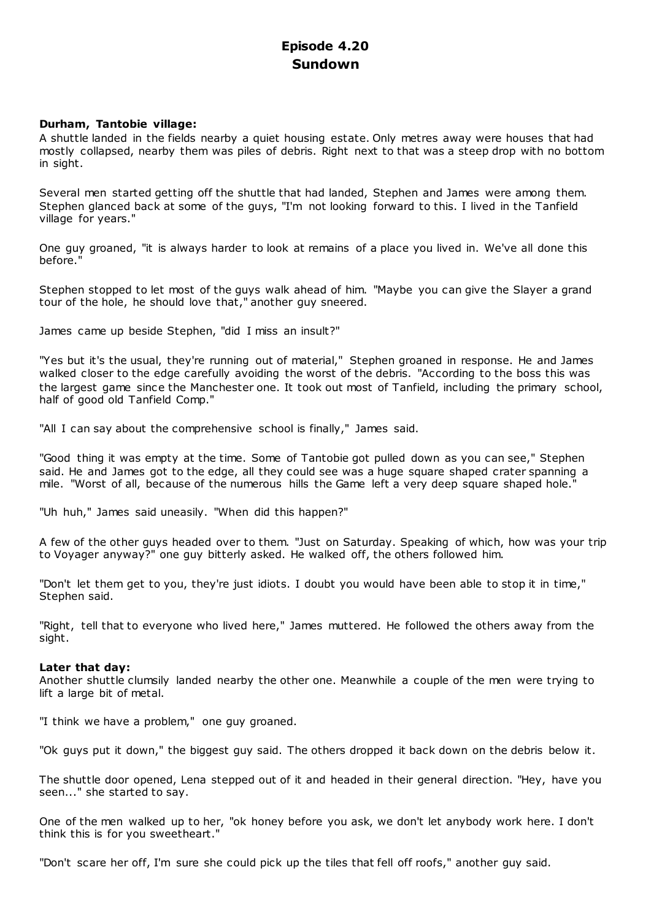# Episode 4.20
# Sundown

**Durham, Tantobie village:**
A shuttle landed in the fields nearby a quiet housing estate. Only metres away were houses that had mostly collapsed, nearby them was piles of debris. Right next to that was a steep drop with no bottom in sight.

Several men started getting off the shuttle that had landed, Stephen and James were among them. Stephen glanced back at some of the guys, "I'm not looking forward to this. I lived in the Tanfield village for years."

One guy groaned, "it is always harder to look at remains of a place you lived in. We've all done this before."

Stephen stopped to let most of the guys walk ahead of him. "Maybe you can give the Slayer a grand tour of the hole, he should love that," another guy sneered.

James came up beside Stephen, "did I miss an insult?"

"Yes but it's the usual, they're running out of material," Stephen groaned in response. He and James walked closer to the edge carefully avoiding the worst of the debris. "According to the boss this was the largest game since the Manchester one. It took out most of Tanfield, including the primary school, half of good old Tanfield Comp."

"All I can say about the comprehensive school is finally," James said.

"Good thing it was empty at the time. Some of Tantobie got pulled down as you can see," Stephen said. He and James got to the edge, all they could see was a huge square shaped crater spanning a mile. "Worst of all, because of the numerous hills the Game left a very deep square shaped hole."

"Uh huh," James said uneasily. "When did this happen?"

A few of the other guys headed over to them. "Just on Saturday. Speaking of which, how was your trip to Voyager anyway?" one guy bitterly asked. He walked off, the others followed him.

"Don't let them get to you, they're just idiots. I doubt you would have been able to stop it in time," Stephen said.

"Right, tell that to everyone who lived here," James muttered. He followed the others away from the sight.

**Later that day:**
Another shuttle clumsily landed nearby the other one. Meanwhile a couple of the men were trying to lift a large bit of metal.

"I think we have a problem," one guy groaned.

"Ok guys put it down," the biggest guy said. The others dropped it back down on the debris below it.

The shuttle door opened, Lena stepped out of it and headed in their general direction. "Hey, have you seen..." she started to say.

One of the men walked up to her, "ok honey before you ask, we don't let anybody work here. I don't think this is for you sweetheart."

"Don't scare her off, I'm sure she could pick up the tiles that fell off roofs," another guy said.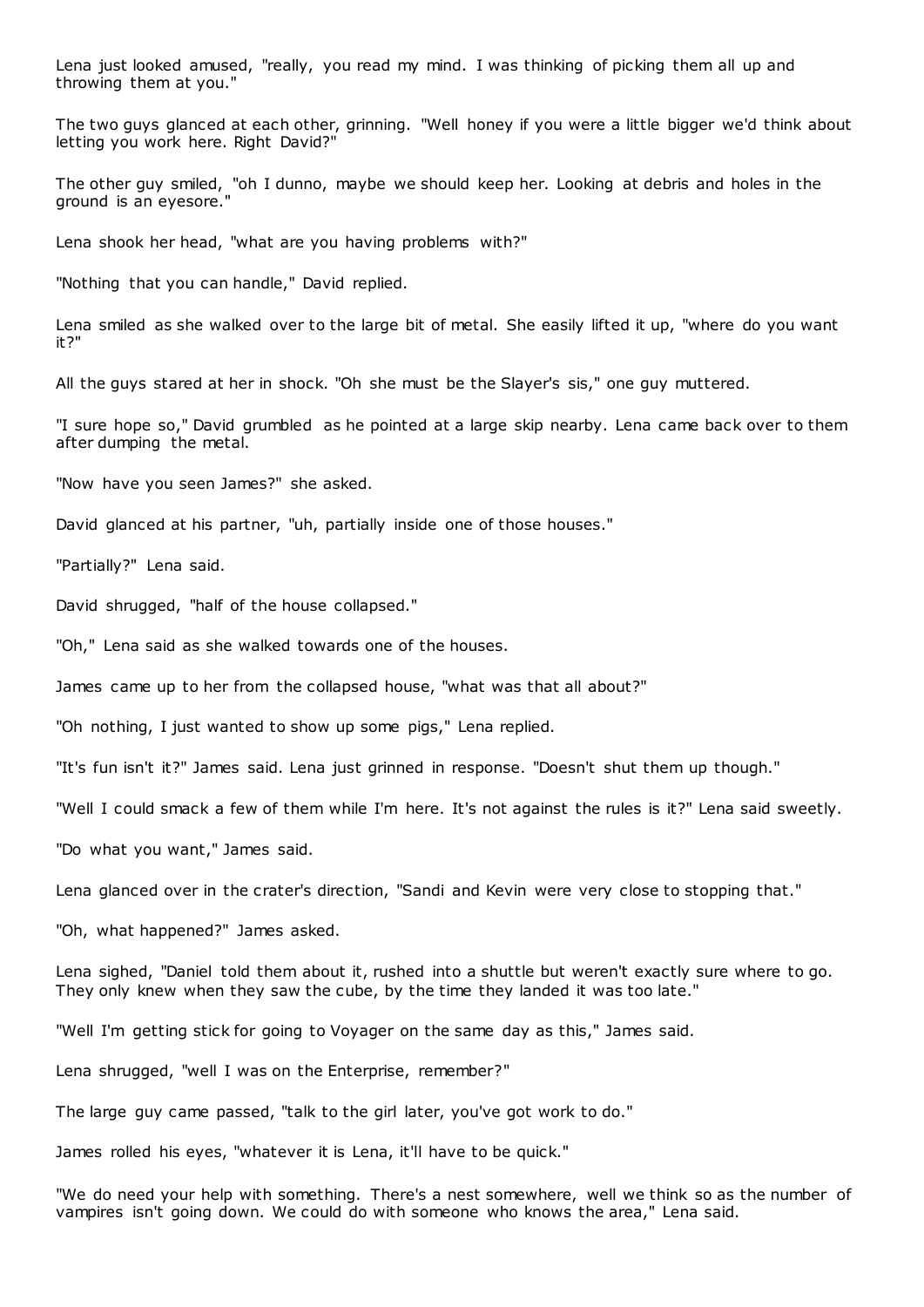Lena just looked amused, "really, you read my mind. I was thinking of picking them all up and throwing them at you."

The two guys glanced at each other, grinning. "Well honey if you were a little bigger we'd think about letting you work here. Right David?"

The other guy smiled, "oh I dunno, maybe we should keep her. Looking at debris and holes in the ground is an eyesore."

Lena shook her head, "what are you having problems with?"

"Nothing that you can handle," David replied.

Lena smiled as she walked over to the large bit of metal. She easily lifted it up, "where do you want it?"

All the guys stared at her in shock. "Oh she must be the Slayer's sis," one guy muttered.

"I sure hope so," David grumbled as he pointed at a large skip nearby. Lena came back over to them after dumping the metal.

"Now have you seen James?" she asked.

David glanced at his partner, "uh, partially inside one of those houses."

"Partially?" Lena said.

David shrugged, "half of the house collapsed."

"Oh," Lena said as she walked towards one of the houses.

James came up to her from the collapsed house, "what was that all about?"

"Oh nothing, I just wanted to show up some pigs," Lena replied.

"It's fun isn't it?" James said. Lena just grinned in response. "Doesn't shut them up though."

"Well I could smack a few of them while I'm here. It's not against the rules is it?" Lena said sweetly.

"Do what you want," James said.

Lena glanced over in the crater's direction, "Sandi and Kevin were very close to stopping that."

"Oh, what happened?" James asked.

Lena sighed, "Daniel told them about it, rushed into a shuttle but weren't exactly sure where to go. They only knew when they saw the cube, by the time they landed it was too late."

"Well I'm getting stick for going to Voyager on the same day as this," James said.

Lena shrugged, "well I was on the Enterprise, remember?"

The large guy came passed, "talk to the girl later, you've got work to do."

James rolled his eyes, "whatever it is Lena, it'll have to be quick."

"We do need your help with something. There's a nest somewhere, well we think so as the number of vampires isn't going down. We could do with someone who knows the area," Lena said.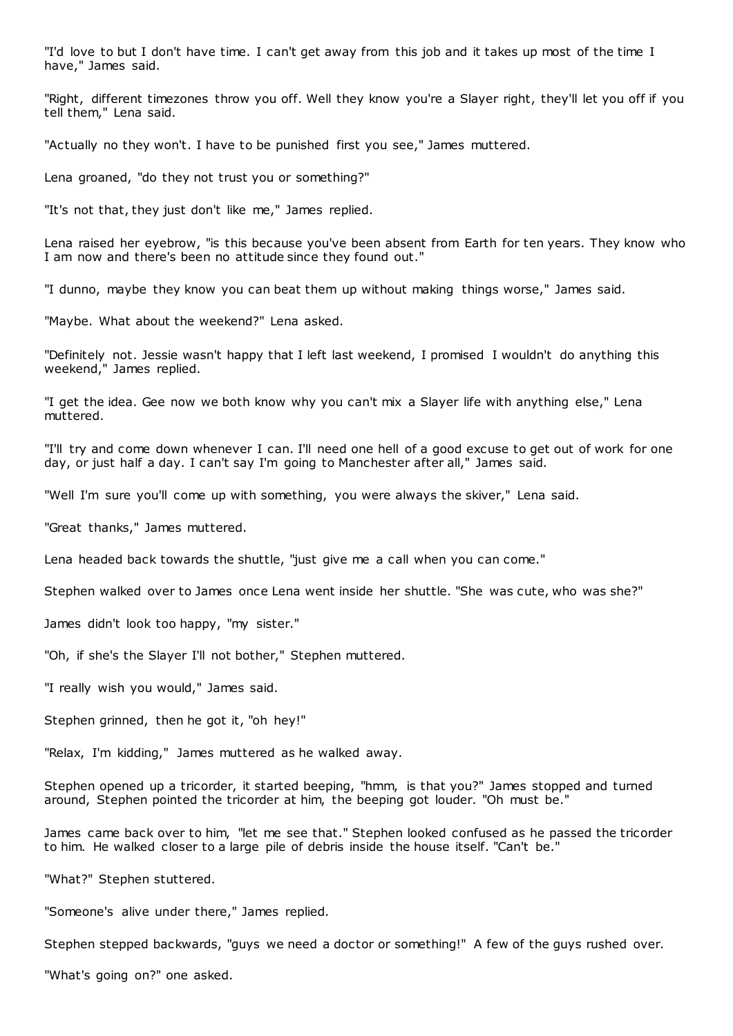"I'd love to but I don't have time. I can't get away from this job and it takes up most of the time I have," James said.

"Right, different timezones throw you off. Well they know you're a Slayer right, they'll let you off if you tell them," Lena said.

"Actually no they won't. I have to be punished first you see," James muttered.

Lena groaned, "do they not trust you or something?"

"It's not that, they just don't like me," James replied.

Lena raised her eyebrow, "is this because you've been absent from Earth for ten years. They know who I am now and there's been no attitude since they found out."

"I dunno, maybe they know you can beat them up without making things worse," James said.

"Maybe. What about the weekend?" Lena asked.

"Definitely not. Jessie wasn't happy that I left last weekend, I promised I wouldn't do anything this weekend," James replied.

"I get the idea. Gee now we both know why you can't mix a Slayer life with anything else," Lena muttered.

"I'll try and come down whenever I can. I'll need one hell of a good excuse to get out of work for one day, or just half a day. I can't say I'm going to Manchester after all," James said.

"Well I'm sure you'll come up with something, you were always the skiver," Lena said.

"Great thanks," James muttered.

Lena headed back towards the shuttle, "just give me a call when you can come."

Stephen walked over to James once Lena went inside her shuttle. "She was cute, who was she?"

James didn't look too happy, "my sister."

"Oh, if she's the Slayer I'll not bother," Stephen muttered.

"I really wish you would," James said.

Stephen grinned, then he got it, "oh hey!"

"Relax, I'm kidding," James muttered as he walked away.

Stephen opened up a tricorder, it started beeping, "hmm, is that you?" James stopped and turned around, Stephen pointed the tricorder at him, the beeping got louder. "Oh must be."

James came back over to him, "let me see that." Stephen looked confused as he passed the tricorder to him. He walked closer to a large pile of debris inside the house itself. "Can't be."

"What?" Stephen stuttered.

"Someone's alive under there," James replied.

Stephen stepped backwards, "guys we need a doctor or something!" A few of the guys rushed over.

"What's going on?" one asked.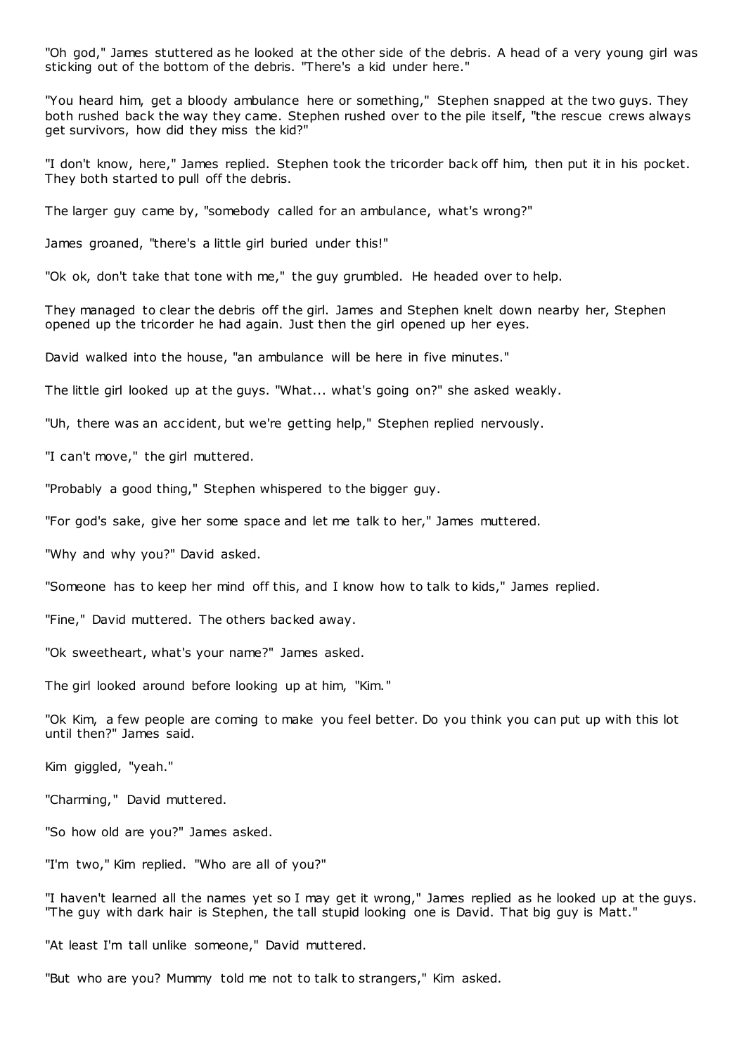"Oh god," James stuttered as he looked at the other side of the debris. A head of a very young girl was sticking out of the bottom of the debris. "There's a kid under here."

"You heard him, get a bloody ambulance here or something," Stephen snapped at the two guys. They both rushed back the way they came. Stephen rushed over to the pile itself, "the rescue crews always get survivors, how did they miss the kid?"

"I don't know, here," James replied. Stephen took the tricorder back off him, then put it in his pocket. They both started to pull off the debris.

The larger guy came by, "somebody called for an ambulance, what's wrong?"

James groaned, "there's a little girl buried under this!"

"Ok ok, don't take that tone with me," the guy grumbled. He headed over to help.

They managed to clear the debris off the girl. James and Stephen knelt down nearby her, Stephen opened up the tricorder he had again. Just then the girl opened up her eyes.

David walked into the house, "an ambulance will be here in five minutes."

The little girl looked up at the guys. "What... what's going on?" she asked weakly.

"Uh, there was an accident, but we're getting help," Stephen replied nervously.

"I can't move," the girl muttered.

"Probably a good thing," Stephen whispered to the bigger guy.

"For god's sake, give her some space and let me talk to her," James muttered.

"Why and why you?" David asked.

"Someone has to keep her mind off this, and I know how to talk to kids," James replied.

"Fine," David muttered. The others backed away.

"Ok sweetheart, what's your name?" James asked.

The girl looked around before looking up at him, "Kim."

"Ok Kim, a few people are coming to make you feel better. Do you think you can put up with this lot until then?" James said.

Kim giggled, "yeah."

"Charming," David muttered.

"So how old are you?" James asked.

"I'm two," Kim replied. "Who are all of you?"

"I haven't learned all the names yet so I may get it wrong," James replied as he looked up at the guys. "The guy with dark hair is Stephen, the tall stupid looking one is David. That big guy is Matt."

"At least I'm tall unlike someone," David muttered.

"But who are you? Mummy told me not to talk to strangers," Kim asked.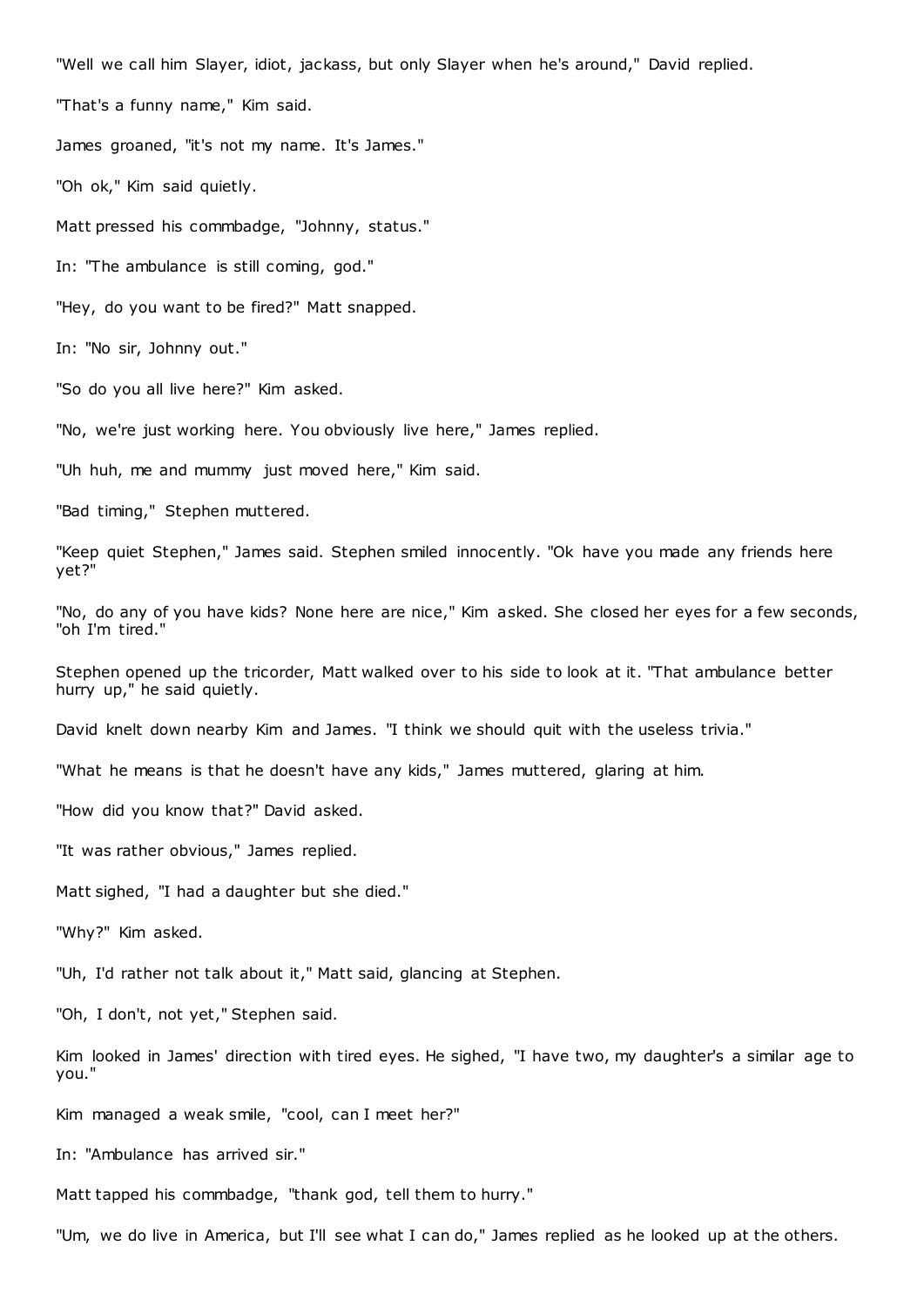"Well we call him Slayer, idiot, jackass, but only Slayer when he's around," David replied.

"That's a funny name," Kim said.

James groaned, "it's not my name. It's James."

"Oh ok," Kim said quietly.

Matt pressed his commbadge, "Johnny, status."

In: "The ambulance is still coming, god."

"Hey, do you want to be fired?" Matt snapped.

In: "No sir, Johnny out."

"So do you all live here?" Kim asked.

"No, we're just working here. You obviously live here," James replied.

"Uh huh, me and mummy just moved here," Kim said.

"Bad timing," Stephen muttered.

"Keep quiet Stephen," James said. Stephen smiled innocently. "Ok have you made any friends here yet?"

"No, do any of you have kids? None here are nice," Kim asked. She closed her eyes for a few seconds, "oh I'm tired."

Stephen opened up the tricorder, Matt walked over to his side to look at it. "That ambulance better hurry up," he said quietly.

David knelt down nearby Kim and James. "I think we should quit with the useless trivia."

"What he means is that he doesn't have any kids," James muttered, glaring at him.

"How did you know that?" David asked.

"It was rather obvious," James replied.

Matt sighed, "I had a daughter but she died."

"Why?" Kim asked.

"Uh, I'd rather not talk about it," Matt said, glancing at Stephen.

"Oh, I don't, not yet," Stephen said.

Kim looked in James' direction with tired eyes. He sighed, "I have two, my daughter's a similar age to you."

Kim managed a weak smile, "cool, can I meet her?"

In: "Ambulance has arrived sir."

Matt tapped his commbadge, "thank god, tell them to hurry."

"Um, we do live in America, but I'll see what I can do," James replied as he looked up at the others.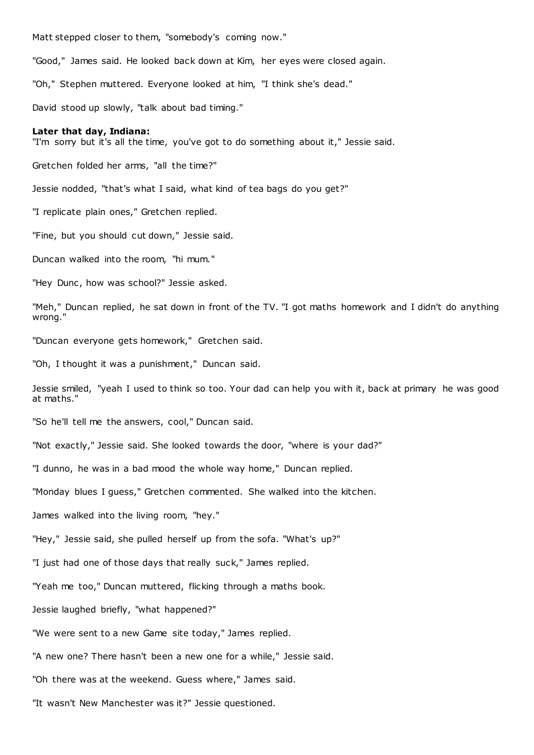Matt stepped closer to them, "somebody's coming now."

"Good," James said. He looked back down at Kim, her eyes were closed again.

"Oh," Stephen muttered. Everyone looked at him, "I think she's dead."

David stood up slowly, "talk about bad timing."

**Later that day, Indiana:**
"I'm sorry but it's all the time, you've got to do something about it," Jessie said.

Gretchen folded her arms, "all the time?"

Jessie nodded, "that's what I said, what kind of tea bags do you get?"

"I replicate plain ones," Gretchen replied.

"Fine, but you should cut down," Jessie said.

Duncan walked into the room, "hi mum."

"Hey Dunc, how was school?" Jessie asked.

"Meh," Duncan replied, he sat down in front of the TV. "I got maths homework and I didn't do anything wrong."

"Duncan everyone gets homework," Gretchen said.

"Oh, I thought it was a punishment," Duncan said.

Jessie smiled, "yeah I used to think so too. Your dad can help you with it, back at primary he was good at maths."

"So he'll tell me the answers, cool," Duncan said.

"Not exactly," Jessie said. She looked towards the door, "where is your dad?"

"I dunno, he was in a bad mood the whole way home," Duncan replied.

"Monday blues I guess," Gretchen commented. She walked into the kitchen.

James walked into the living room, "hey."

"Hey," Jessie said, she pulled herself up from the sofa. "What's up?"

"I just had one of those days that really suck," James replied.

"Yeah me too," Duncan muttered, flicking through a maths book.

Jessie laughed briefly, "what happened?"

"We were sent to a new Game site today," James replied.

"A new one? There hasn't been a new one for a while," Jessie said.

"Oh there was at the weekend. Guess where," James said.

"It wasn't New Manchester was it?" Jessie questioned.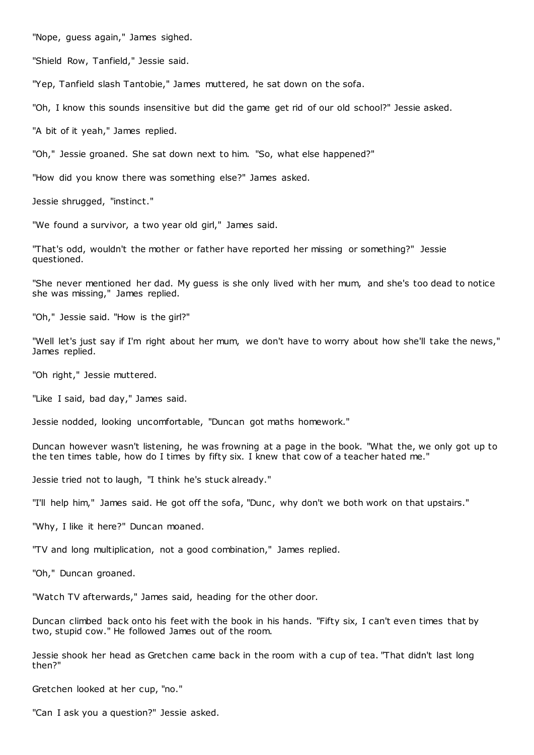"Nope, guess again," James sighed.

"Shield Row, Tanfield," Jessie said.

"Yep, Tanfield slash Tantobie," James muttered, he sat down on the sofa.

"Oh, I know this sounds insensitive but did the game get rid of our old school?" Jessie asked.

"A bit of it yeah," James replied.

"Oh," Jessie groaned. She sat down next to him. "So, what else happened?"

"How did you know there was something else?" James asked.

Jessie shrugged, "instinct."

"We found a survivor, a two year old girl," James said.

"That's odd, wouldn't the mother or father have reported her missing or something?" Jessie questioned.

"She never mentioned her dad. My guess is she only lived with her mum, and she's too dead to notice she was missing," James replied.

"Oh," Jessie said. "How is the girl?"

"Well let's just say if I'm right about her mum, we don't have to worry about how she'll take the news," James replied.

"Oh right," Jessie muttered.

"Like I said, bad day," James said.

Jessie nodded, looking uncomfortable, "Duncan got maths homework."

Duncan however wasn't listening, he was frowning at a page in the book. "What the, we only got up to the ten times table, how do I times by fifty six. I knew that cow of a teacher hated me."

Jessie tried not to laugh, "I think he's stuck already."

"I'll help him," James said. He got off the sofa, "Dunc, why don't we both work on that upstairs."

"Why, I like it here?" Duncan moaned.

"TV and long multiplication, not a good combination," James replied.

"Oh," Duncan groaned.

"Watch TV afterwards," James said, heading for the other door.

Duncan climbed back onto his feet with the book in his hands. "Fifty six, I can't even times that by two, stupid cow." He followed James out of the room.

Jessie shook her head as Gretchen came back in the room with a cup of tea. "That didn't last long then?"

Gretchen looked at her cup, "no."

"Can I ask you a question?" Jessie asked.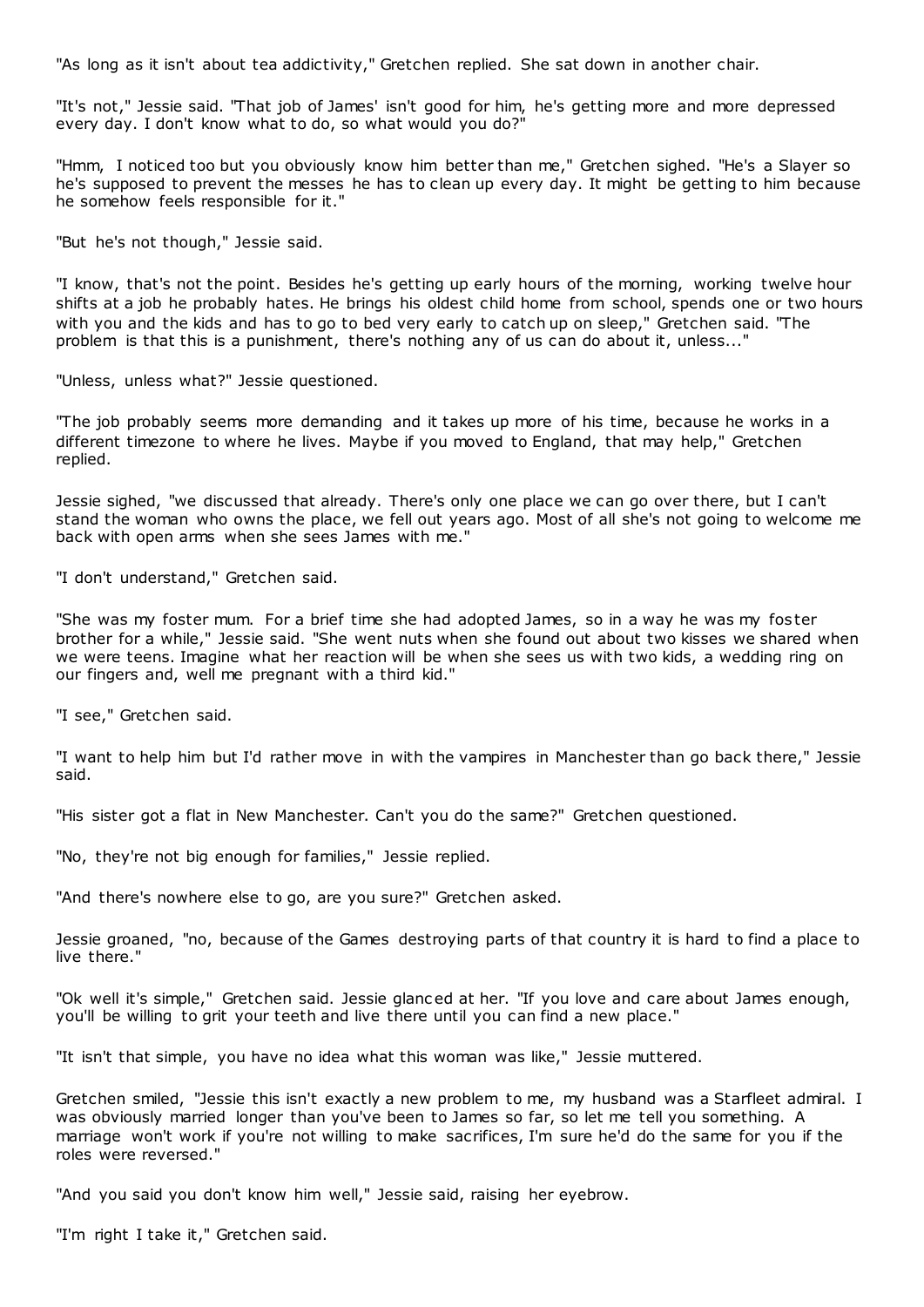"As long as it isn't about tea addictivity," Gretchen replied. She sat down in another chair.

"It's not," Jessie said. "That job of James' isn't good for him, he's getting more and more depressed every day. I don't know what to do, so what would you do?"

"Hmm, I noticed too but you obviously know him better than me," Gretchen sighed. "He's a Slayer so he's supposed to prevent the messes he has to clean up every day. It might be getting to him because he somehow feels responsible for it."

"But he's not though," Jessie said.

"I know, that's not the point. Besides he's getting up early hours of the morning, working twelve hour shifts at a job he probably hates. He brings his oldest child home from school, spends one or two hours with you and the kids and has to go to bed very early to catch up on sleep," Gretchen said. "The problem is that this is a punishment, there's nothing any of us can do about it, unless..."

"Unless, unless what?" Jessie questioned.

"The job probably seems more demanding and it takes up more of his time, because he works in a different timezone to where he lives. Maybe if you moved to England, that may help," Gretchen replied.

Jessie sighed, "we discussed that already. There's only one place we can go over there, but I can't stand the woman who owns the place, we fell out years ago. Most of all she's not going to welcome me back with open arms when she sees James with me."

"I don't understand," Gretchen said.

"She was my foster mum. For a brief time she had adopted James, so in a way he was my foster brother for a while," Jessie said. "She went nuts when she found out about two kisses we shared when we were teens. Imagine what her reaction will be when she sees us with two kids, a wedding ring on our fingers and, well me pregnant with a third kid."

"I see," Gretchen said.

"I want to help him but I'd rather move in with the vampires in Manchester than go back there," Jessie said.

"His sister got a flat in New Manchester. Can't you do the same?" Gretchen questioned.

"No, they're not big enough for families," Jessie replied.

"And there's nowhere else to go, are you sure?" Gretchen asked.

Jessie groaned, "no, because of the Games destroying parts of that country it is hard to find a place to live there."

"Ok well it's simple," Gretchen said. Jessie glanced at her. "If you love and care about James enough, you'll be willing to grit your teeth and live there until you can find a new place."

"It isn't that simple, you have no idea what this woman was like," Jessie muttered.

Gretchen smiled, "Jessie this isn't exactly a new problem to me, my husband was a Starfleet admiral. I was obviously married longer than you've been to James so far, so let me tell you something. A marriage won't work if you're not willing to make sacrifices, I'm sure he'd do the same for you if the roles were reversed."

"And you said you don't know him well," Jessie said, raising her eyebrow.

"I'm right I take it," Gretchen said.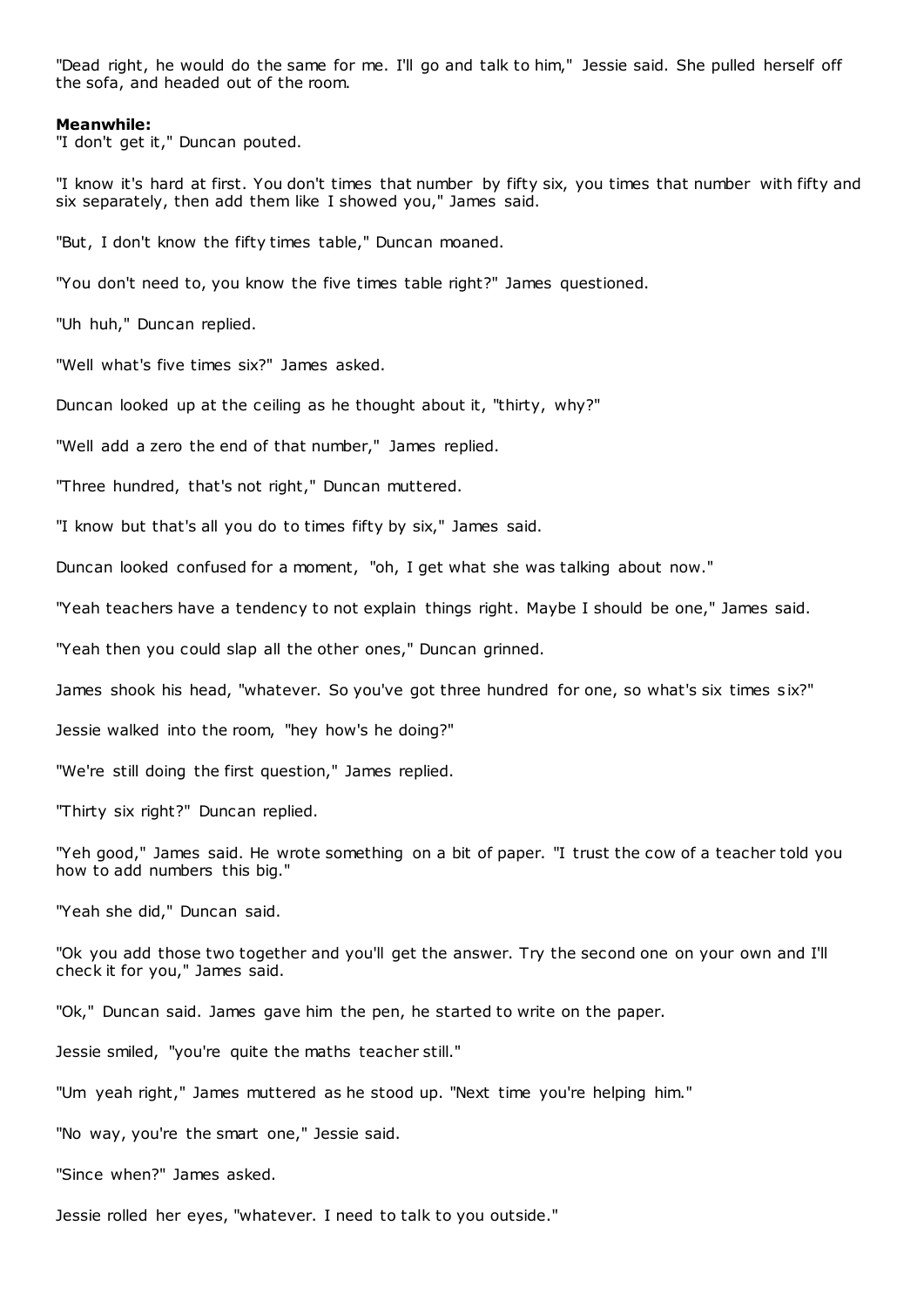"Dead right, he would do the same for me. I'll go and talk to him," Jessie said. She pulled herself off the sofa, and headed out of the room.

**Meanwhile:**

"I don't get it," Duncan pouted.

"I know it's hard at first. You don't times that number by fifty six, you times that number with fifty and six separately, then add them like I showed you," James said.

"But, I don't know the fifty times table," Duncan moaned.

"You don't need to, you know the five times table right?" James questioned.

"Uh huh," Duncan replied.

"Well what's five times six?" James asked.

Duncan looked up at the ceiling as he thought about it, "thirty, why?"

"Well add a zero the end of that number," James replied.

"Three hundred, that's not right," Duncan muttered.

"I know but that's all you do to times fifty by six," James said.

Duncan looked confused for a moment, "oh, I get what she was talking about now."

"Yeah teachers have a tendency to not explain things right. Maybe I should be one," James said.

"Yeah then you could slap all the other ones," Duncan grinned.

James shook his head, "whatever. So you've got three hundred for one, so what's six times six?"

Jessie walked into the room, "hey how's he doing?"

"We're still doing the first question," James replied.

"Thirty six right?" Duncan replied.

"Yeh good," James said. He wrote something on a bit of paper. "I trust the cow of a teacher told you how to add numbers this big."

"Yeah she did," Duncan said.

"Ok you add those two together and you'll get the answer. Try the second one on your own and I'll check it for you," James said.

"Ok," Duncan said. James gave him the pen, he started to write on the paper.

Jessie smiled, "you're quite the maths teacher still."

"Um yeah right," James muttered as he stood up. "Next time you're helping him."

"No way, you're the smart one," Jessie said.

"Since when?" James asked.

Jessie rolled her eyes, "whatever. I need to talk to you outside."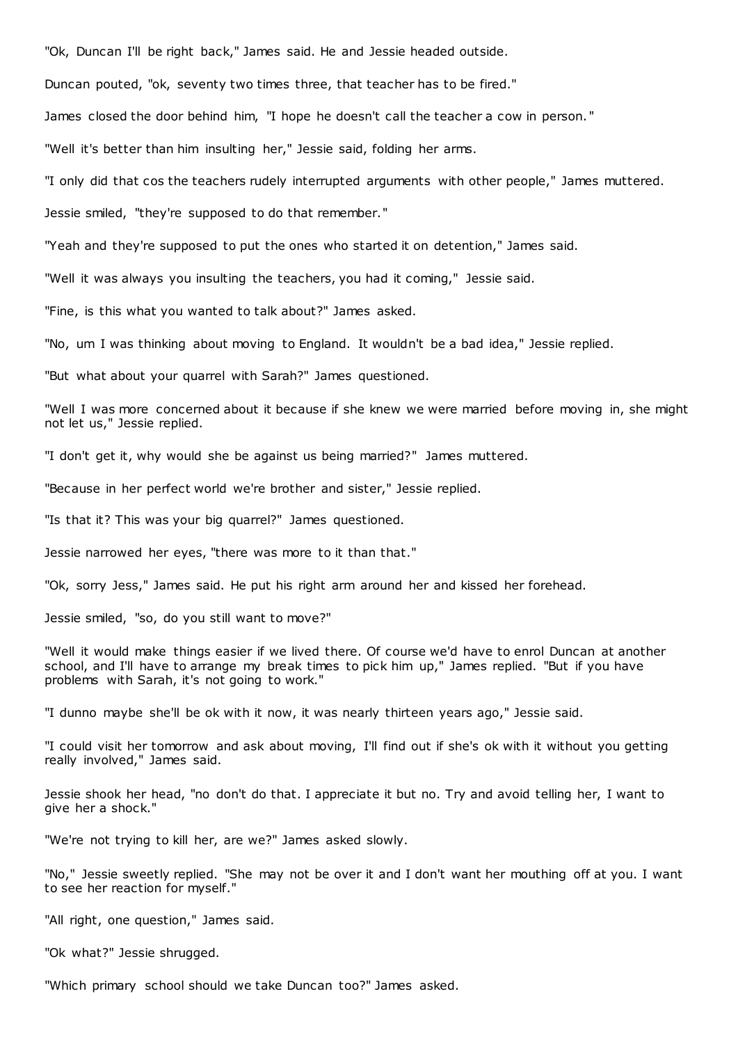"Ok, Duncan I'll be right back," James said. He and Jessie headed outside.

Duncan pouted, "ok, seventy two times three, that teacher has to be fired."

James closed the door behind him, "I hope he doesn't call the teacher a cow in person."

"Well it's better than him insulting her," Jessie said, folding her arms.

"I only did that cos the teachers rudely interrupted arguments with other people," James muttered.

Jessie smiled, "they're supposed to do that remember."

"Yeah and they're supposed to put the ones who started it on detention," James said.

"Well it was always you insulting the teachers, you had it coming," Jessie said.

"Fine, is this what you wanted to talk about?" James asked.

"No, um I was thinking about moving to England. It wouldn't be a bad idea," Jessie replied.

"But what about your quarrel with Sarah?" James questioned.

"Well I was more concerned about it because if she knew we were married before moving in, she might not let us," Jessie replied.

"I don't get it, why would she be against us being married?" James muttered.

"Because in her perfect world we're brother and sister," Jessie replied.

"Is that it? This was your big quarrel?" James questioned.

Jessie narrowed her eyes, "there was more to it than that."

"Ok, sorry Jess," James said. He put his right arm around her and kissed her forehead.

Jessie smiled, "so, do you still want to move?"

"Well it would make things easier if we lived there. Of course we'd have to enrol Duncan at another school, and I'll have to arrange my break times to pick him up," James replied. "But if you have problems with Sarah, it's not going to work."

"I dunno maybe she'll be ok with it now, it was nearly thirteen years ago," Jessie said.

"I could visit her tomorrow and ask about moving, I'll find out if she's ok with it without you getting really involved," James said.

Jessie shook her head, "no don't do that. I appreciate it but no. Try and avoid telling her, I want to give her a shock."

"We're not trying to kill her, are we?" James asked slowly.

"No," Jessie sweetly replied. "She may not be over it and I don't want her mouthing off at you. I want to see her reaction for myself."

"All right, one question," James said.

"Ok what?" Jessie shrugged.

"Which primary school should we take Duncan too?" James asked.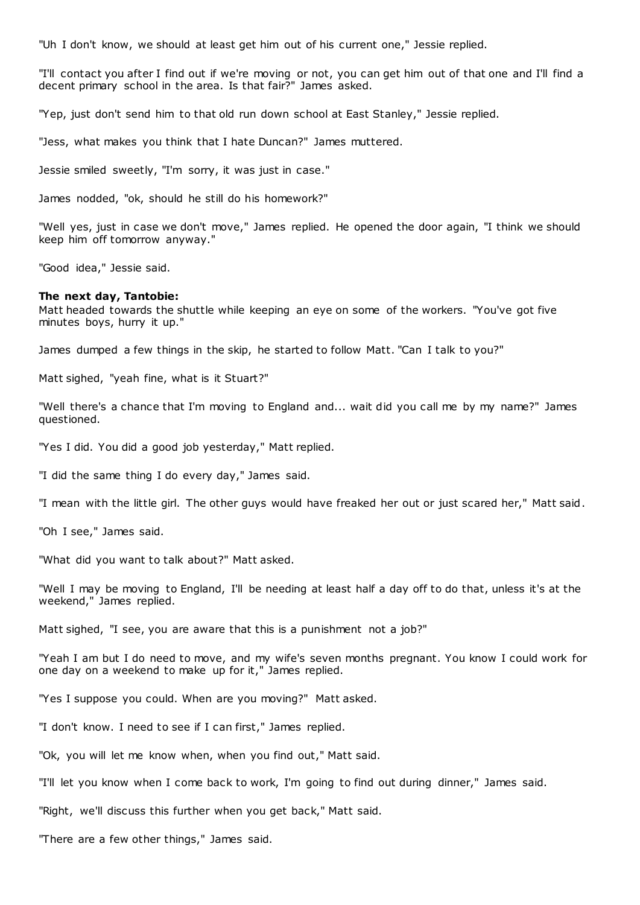"Uh I don't know, we should at least get him out of his current one," Jessie replied.

"I'll contact you after I find out if we're moving or not, you can get him out of that one and I'll find a decent primary school in the area. Is that fair?" James asked.

"Yep, just don't send him to that old run down school at East Stanley," Jessie replied.

"Jess, what makes you think that I hate Duncan?" James muttered.

Jessie smiled sweetly, "I'm sorry, it was just in case."

James nodded, "ok, should he still do his homework?"

"Well yes, just in case we don't move," James replied. He opened the door again, "I think we should keep him off tomorrow anyway."

"Good idea," Jessie said.

**The next day, Tantobie:**
Matt headed towards the shuttle while keeping an eye on some of the workers. "You've got five minutes boys, hurry it up."

James dumped a few things in the skip, he started to follow Matt. "Can I talk to you?"

Matt sighed, "yeah fine, what is it Stuart?"

"Well there's a chance that I'm moving to England and... wait did you call me by my name?" James questioned.

"Yes I did. You did a good job yesterday," Matt replied.

"I did the same thing I do every day," James said.

"I mean with the little girl. The other guys would have freaked her out or just scared her," Matt said.

"Oh I see," James said.

"What did you want to talk about?" Matt asked.

"Well I may be moving to England, I'll be needing at least half a day off to do that, unless it's at the weekend," James replied.

Matt sighed, "I see, you are aware that this is a punishment not a job?"

"Yeah I am but I do need to move, and my wife's seven months pregnant. You know I could work for one day on a weekend to make up for it," James replied.

"Yes I suppose you could. When are you moving?" Matt asked.

"I don't know. I need to see if I can first," James replied.

"Ok, you will let me know when, when you find out," Matt said.

"I'll let you know when I come back to work, I'm going to find out during dinner," James said.

"Right, we'll discuss this further when you get back," Matt said.

"There are a few other things," James said.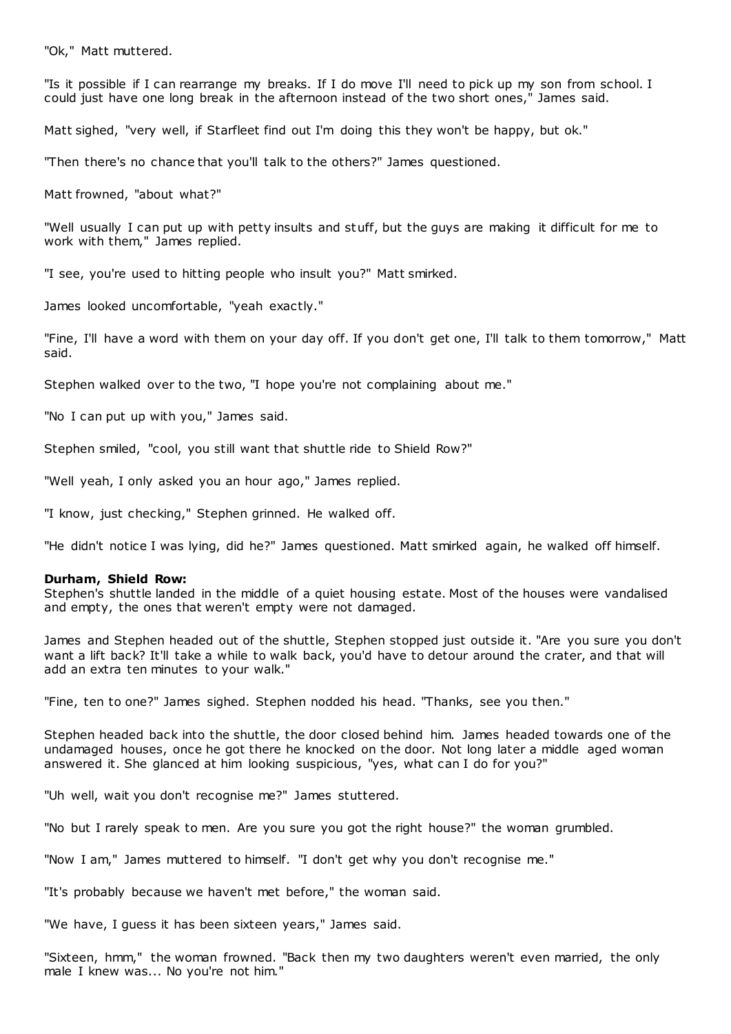"Ok," Matt muttered.

"Is it possible if I can rearrange my breaks. If I do move I'll need to pick up my son from school. I could just have one long break in the afternoon instead of the two short ones," James said.

Matt sighed, "very well, if Starfleet find out I'm doing this they won't be happy, but ok."

"Then there's no chance that you'll talk to the others?" James questioned.

Matt frowned, "about what?"

"Well usually I can put up with petty insults and stuff, but the guys are making it difficult for me to work with them," James replied.

"I see, you're used to hitting people who insult you?" Matt smirked.

James looked uncomfortable, "yeah exactly."

"Fine, I'll have a word with them on your day off. If you don't get one, I'll talk to them tomorrow," Matt said.

Stephen walked over to the two, "I hope you're not complaining about me."

"No I can put up with you," James said.

Stephen smiled, "cool, you still want that shuttle ride to Shield Row?"

"Well yeah, I only asked you an hour ago," James replied.

"I know, just checking," Stephen grinned. He walked off.

"He didn't notice I was lying, did he?" James questioned. Matt smirked again, he walked off himself.

**Durham, Shield Row:**
Stephen's shuttle landed in the middle of a quiet housing estate. Most of the houses were vandalised and empty, the ones that weren't empty were not damaged.

James and Stephen headed out of the shuttle, Stephen stopped just outside it. "Are you sure you don't want a lift back? It'll take a while to walk back, you'd have to detour around the crater, and that will add an extra ten minutes to your walk."

"Fine, ten to one?" James sighed. Stephen nodded his head. "Thanks, see you then."

Stephen headed back into the shuttle, the door closed behind him. James headed towards one of the undamaged houses, once he got there he knocked on the door. Not long later a middle aged woman answered it. She glanced at him looking suspicious, "yes, what can I do for you?"

"Uh well, wait you don't recognise me?" James stuttered.

"No but I rarely speak to men. Are you sure you got the right house?" the woman grumbled.

"Now I am," James muttered to himself. "I don't get why you don't recognise me."

"It's probably because we haven't met before," the woman said.

"We have, I guess it has been sixteen years," James said.

"Sixteen, hmm," the woman frowned. "Back then my two daughters weren't even married, the only male I knew was... No you're not him."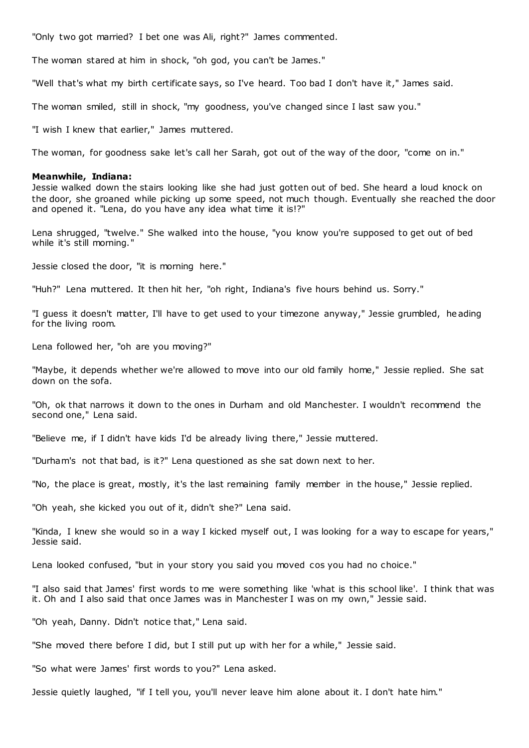"Only two got married? I bet one was Ali, right?" James commented.

The woman stared at him in shock, "oh god, you can't be James."

"Well that's what my birth certificate says, so I've heard. Too bad I don't have it," James said.

The woman smiled, still in shock, "my goodness, you've changed since I last saw you."

"I wish I knew that earlier," James muttered.

The woman, for goodness sake let's call her Sarah, got out of the way of the door, "come on in."

**Meanwhile, Indiana:**
Jessie walked down the stairs looking like she had just gotten out of bed. She heard a loud knock on the door, she groaned while picking up some speed, not much though. Eventually she reached the door and opened it. "Lena, do you have any idea what time it is!?"

Lena shrugged, "twelve." She walked into the house, "you know you're supposed to get out of bed while it's still morning."

Jessie closed the door, "it is morning here."

"Huh?" Lena muttered. It then hit her, "oh right, Indiana's five hours behind us. Sorry."

"I guess it doesn't matter, I'll have to get used to your timezone anyway," Jessie grumbled, heading for the living room.

Lena followed her, "oh are you moving?"

"Maybe, it depends whether we're allowed to move into our old family home," Jessie replied. She sat down on the sofa.

"Oh, ok that narrows it down to the ones in Durham and old Manchester. I wouldn't recommend the second one," Lena said.

"Believe me, if I didn't have kids I'd be already living there," Jessie muttered.

"Durham's not that bad, is it?" Lena questioned as she sat down next to her.

"No, the place is great, mostly, it's the last remaining family member in the house," Jessie replied.

"Oh yeah, she kicked you out of it, didn't she?" Lena said.

"Kinda, I knew she would so in a way I kicked myself out, I was looking for a way to escape for years," Jessie said.

Lena looked confused, "but in your story you said you moved cos you had no choice."

"I also said that James' first words to me were something like 'what is this school like'. I think that was it. Oh and I also said that once James was in Manchester I was on my own," Jessie said.

"Oh yeah, Danny. Didn't notice that," Lena said.

"She moved there before I did, but I still put up with her for a while," Jessie said.

"So what were James' first words to you?" Lena asked.

Jessie quietly laughed, "if I tell you, you'll never leave him alone about it. I don't hate him."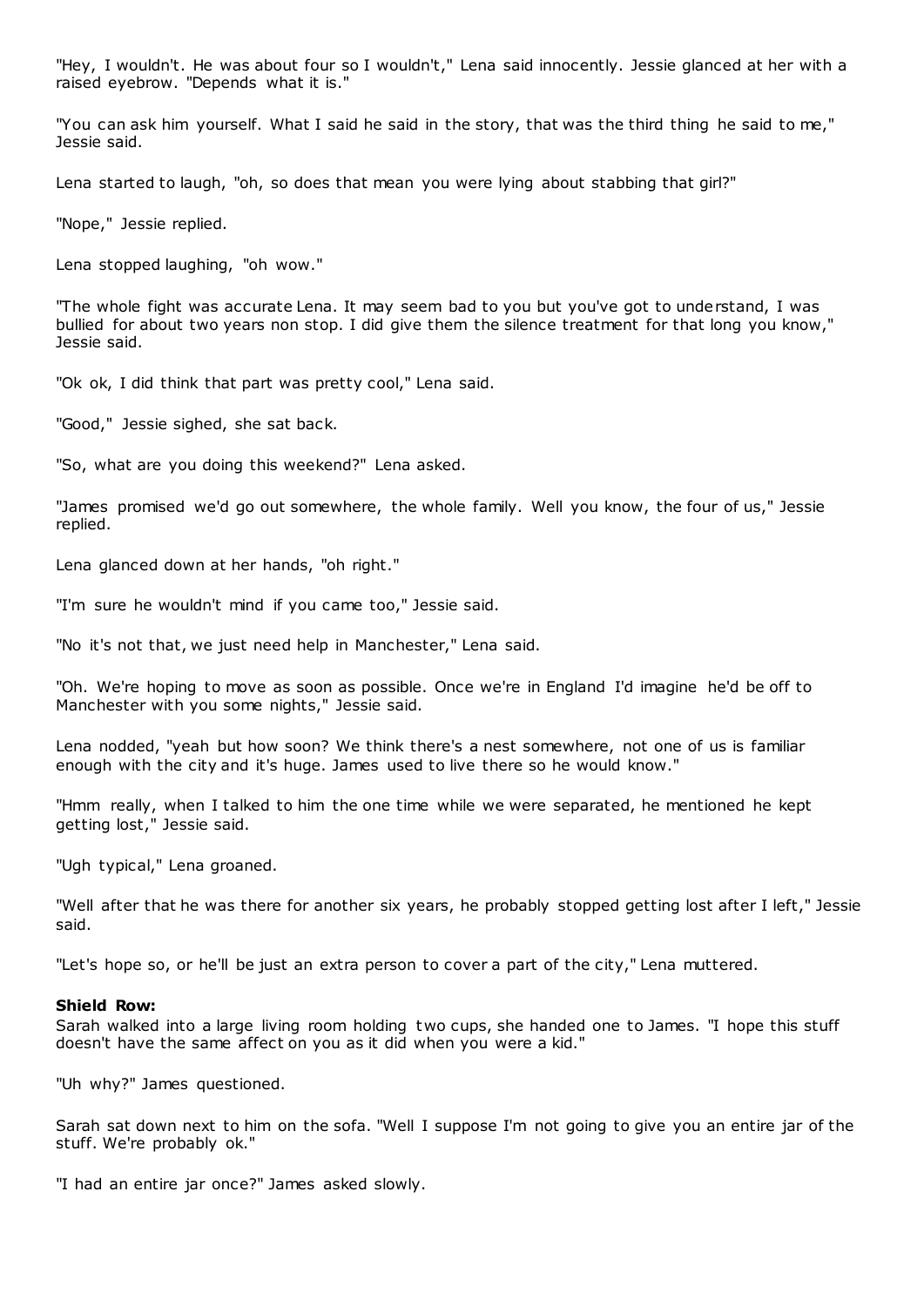"Hey, I wouldn't. He was about four so I wouldn't," Lena said innocently. Jessie glanced at her with a raised eyebrow. "Depends what it is."

"You can ask him yourself. What I said he said in the story, that was the third thing he said to me," Jessie said.

Lena started to laugh, "oh, so does that mean you were lying about stabbing that girl?"

"Nope," Jessie replied.

Lena stopped laughing, "oh wow."

"The whole fight was accurate Lena. It may seem bad to you but you've got to understand, I was bullied for about two years non stop. I did give them the silence treatment for that long you know," Jessie said.

"Ok ok, I did think that part was pretty cool," Lena said.

"Good," Jessie sighed, she sat back.

"So, what are you doing this weekend?" Lena asked.

"James promised we'd go out somewhere, the whole family. Well you know, the four of us," Jessie replied.

Lena glanced down at her hands, "oh right."

"I'm sure he wouldn't mind if you came too," Jessie said.

"No it's not that, we just need help in Manchester," Lena said.

"Oh. We're hoping to move as soon as possible. Once we're in England I'd imagine he'd be off to Manchester with you some nights," Jessie said.

Lena nodded, "yeah but how soon? We think there's a nest somewhere, not one of us is familiar enough with the city and it's huge. James used to live there so he would know."

"Hmm really, when I talked to him the one time while we were separated, he mentioned he kept getting lost," Jessie said.

"Ugh typical," Lena groaned.

"Well after that he was there for another six years, he probably stopped getting lost after I left," Jessie said.

"Let's hope so, or he'll be just an extra person to cover a part of the city," Lena muttered.

**Shield Row:**
Sarah walked into a large living room holding two cups, she handed one to James. "I hope this stuff doesn't have the same affect on you as it did when you were a kid."

"Uh why?" James questioned.

Sarah sat down next to him on the sofa. "Well I suppose I'm not going to give you an entire jar of the stuff. We're probably ok."

"I had an entire jar once?" James asked slowly.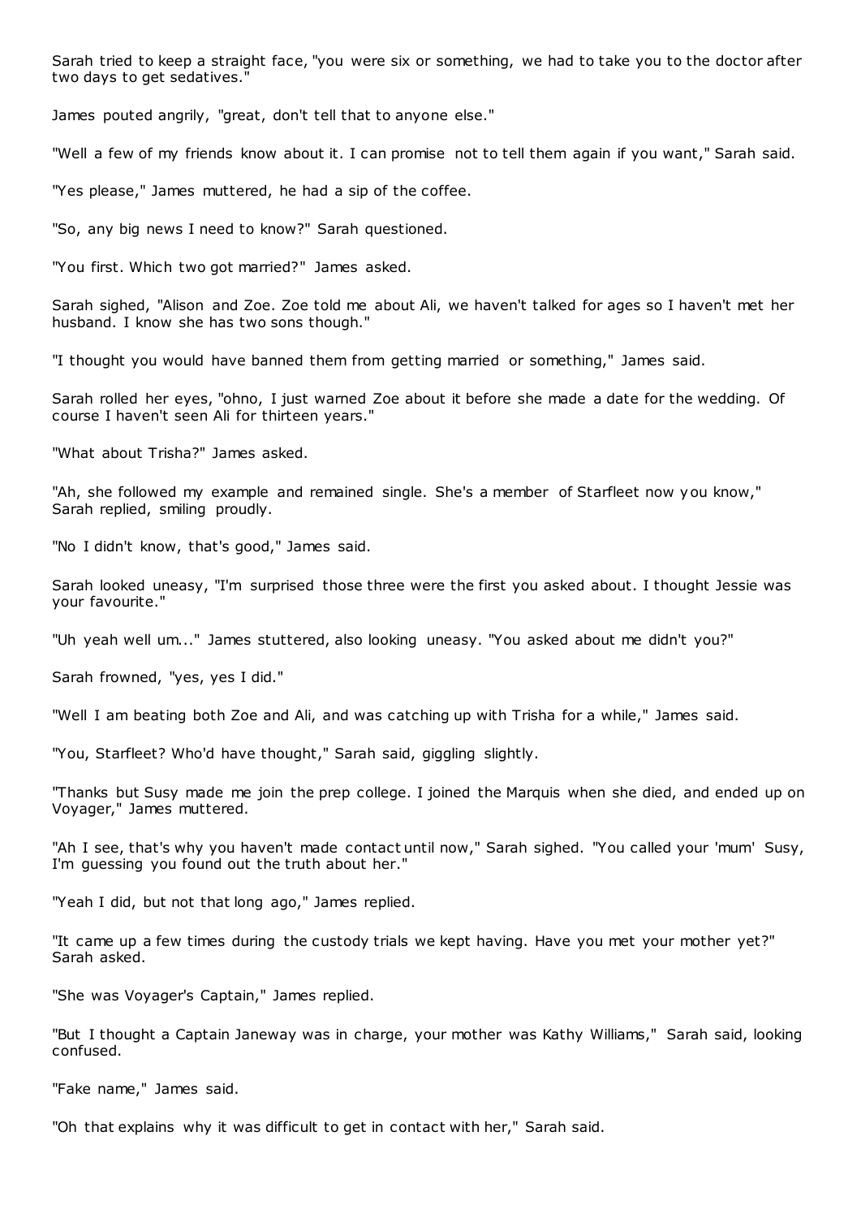Sarah tried to keep a straight face, "you were six or something, we had to take you to the doctor after two days to get sedatives."

James pouted angrily, "great, don't tell that to anyone else."

"Well a few of my friends know about it. I can promise not to tell them again if you want," Sarah said.

"Yes please," James muttered, he had a sip of the coffee.

"So, any big news I need to know?" Sarah questioned.

"You first. Which two got married?" James asked.

Sarah sighed, "Alison and Zoe. Zoe told me about Ali, we haven't talked for ages so I haven't met her husband. I know she has two sons though."

"I thought you would have banned them from getting married or something," James said.

Sarah rolled her eyes, "ohno, I just warned Zoe about it before she made a date for the wedding. Of course I haven't seen Ali for thirteen years."

"What about Trisha?" James asked.

"Ah, she followed my example and remained single. She's a member of Starfleet now you know," Sarah replied, smiling proudly.

"No I didn't know, that's good," James said.

Sarah looked uneasy, "I'm surprised those three were the first you asked about. I thought Jessie was your favourite."

"Uh yeah well um..." James stuttered, also looking uneasy. "You asked about me didn't you?"

Sarah frowned, "yes, yes I did."

"Well I am beating both Zoe and Ali, and was catching up with Trisha for a while," James said.

"You, Starfleet? Who'd have thought," Sarah said, giggling slightly.

"Thanks but Susy made me join the prep college. I joined the Marquis when she died, and ended up on Voyager," James muttered.

"Ah I see, that's why you haven't made contact until now," Sarah sighed. "You called your 'mum' Susy, I'm guessing you found out the truth about her."

"Yeah I did, but not that long ago," James replied.

"It came up a few times during the custody trials we kept having. Have you met your mother yet?" Sarah asked.

"She was Voyager's Captain," James replied.

"But I thought a Captain Janeway was in charge, your mother was Kathy Williams," Sarah said, looking confused.

"Fake name," James said.

"Oh that explains why it was difficult to get in contact with her," Sarah said.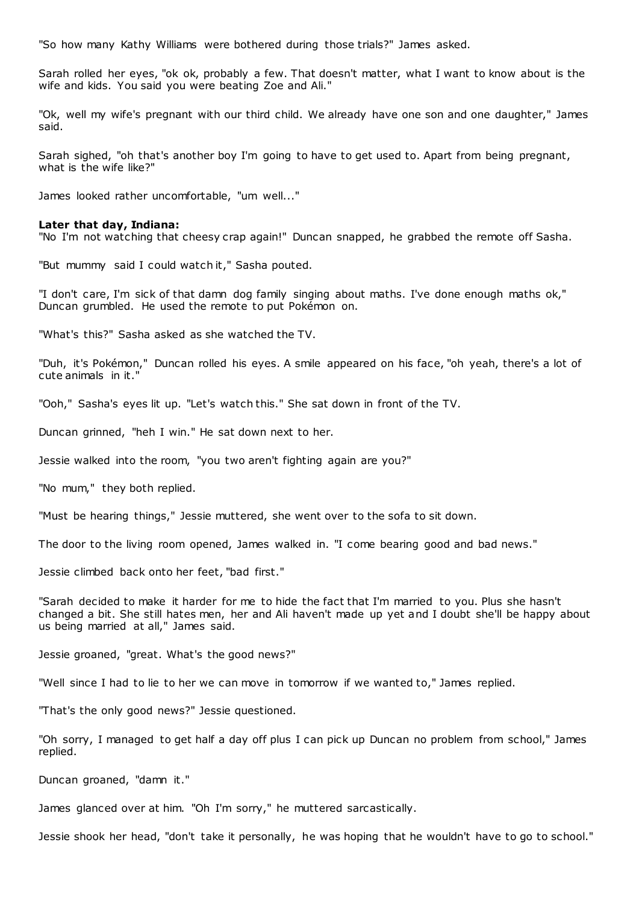"So how many Kathy Williams were bothered during those trials?" James asked.

Sarah rolled her eyes, "ok ok, probably a few. That doesn't matter, what I want to know about is the wife and kids. You said you were beating Zoe and Ali."

"Ok, well my wife's pregnant with our third child. We already have one son and one daughter," James said.

Sarah sighed, "oh that's another boy I'm going to have to get used to. Apart from being pregnant, what is the wife like?"

James looked rather uncomfortable, "um well..."

**Later that day, Indiana:**

"No I'm not watching that cheesy crap again!" Duncan snapped, he grabbed the remote off Sasha.

"But mummy said I could watch it," Sasha pouted.

"I don't care, I'm sick of that damn dog family singing about maths. I've done enough maths ok," Duncan grumbled. He used the remote to put Pokémon on.

"What's this?" Sasha asked as she watched the TV.

"Duh, it's Pokémon," Duncan rolled his eyes. A smile appeared on his face, "oh yeah, there's a lot of cute animals in it."

"Ooh," Sasha's eyes lit up. "Let's watch this." She sat down in front of the TV.

Duncan grinned, "heh I win." He sat down next to her.

Jessie walked into the room, "you two aren't fighting again are you?"

"No mum," they both replied.

"Must be hearing things," Jessie muttered, she went over to the sofa to sit down.

The door to the living room opened, James walked in. "I come bearing good and bad news."

Jessie climbed back onto her feet, "bad first."

"Sarah decided to make it harder for me to hide the fact that I'm married to you. Plus she hasn't changed a bit. She still hates men, her and Ali haven't made up yet and I doubt she'll be happy about us being married at all," James said.

Jessie groaned, "great. What's the good news?"

"Well since I had to lie to her we can move in tomorrow if we wanted to," James replied.

"That's the only good news?" Jessie questioned.

"Oh sorry, I managed to get half a day off plus I can pick up Duncan no problem from school," James replied.

Duncan groaned, "damn it."

James glanced over at him. "Oh I'm sorry," he muttered sarcastically.

Jessie shook her head, "don't take it personally, he was hoping that he wouldn't have to go to school."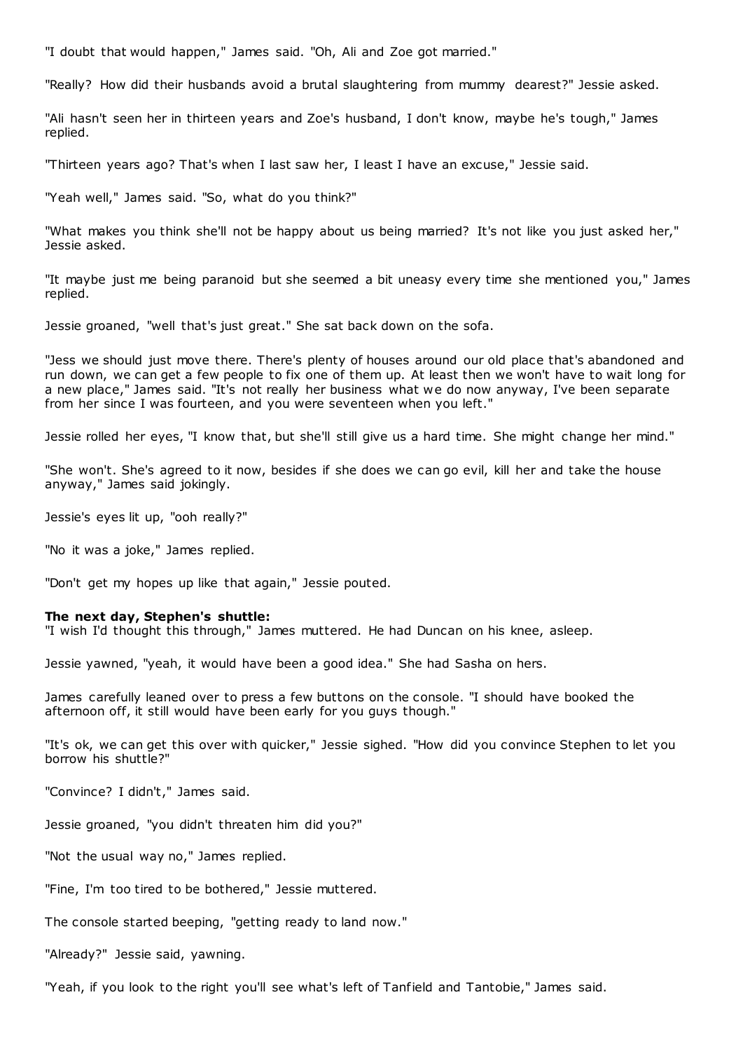"I doubt that would happen," James said. "Oh, Ali and Zoe got married."

"Really? How did their husbands avoid a brutal slaughtering from mummy dearest?" Jessie asked.

"Ali hasn't seen her in thirteen years and Zoe's husband, I don't know, maybe he's tough," James replied.

"Thirteen years ago? That's when I last saw her, I least I have an excuse," Jessie said.

"Yeah well," James said. "So, what do you think?"

"What makes you think she'll not be happy about us being married? It's not like you just asked her," Jessie asked.

"It maybe just me being paranoid but she seemed a bit uneasy every time she mentioned you," James replied.

Jessie groaned, "well that's just great." She sat back down on the sofa.

"Jess we should just move there. There's plenty of houses around our old place that's abandoned and run down, we can get a few people to fix one of them up. At least then we won't have to wait long for a new place," James said. "It's not really her business what we do now anyway, I've been separate from her since I was fourteen, and you were seventeen when you left."

Jessie rolled her eyes, "I know that, but she'll still give us a hard time. She might change her mind."

"She won't. She's agreed to it now, besides if she does we can go evil, kill her and take the house anyway," James said jokingly.

Jessie's eyes lit up, "ooh really?"

"No it was a joke," James replied.

"Don't get my hopes up like that again," Jessie pouted.

**The next day, Stephen's shuttle:**
"I wish I'd thought this through," James muttered. He had Duncan on his knee, asleep.

Jessie yawned, "yeah, it would have been a good idea." She had Sasha on hers.

James carefully leaned over to press a few buttons on the console. "I should have booked the afternoon off, it still would have been early for you guys though."

"It's ok, we can get this over with quicker," Jessie sighed. "How did you convince Stephen to let you borrow his shuttle?"

"Convince? I didn't," James said.

Jessie groaned, "you didn't threaten him did you?"

"Not the usual way no," James replied.

"Fine, I'm too tired to be bothered," Jessie muttered.

The console started beeping, "getting ready to land now."

"Already?" Jessie said, yawning.

"Yeah, if you look to the right you'll see what's left of Tanfield and Tantobie," James said.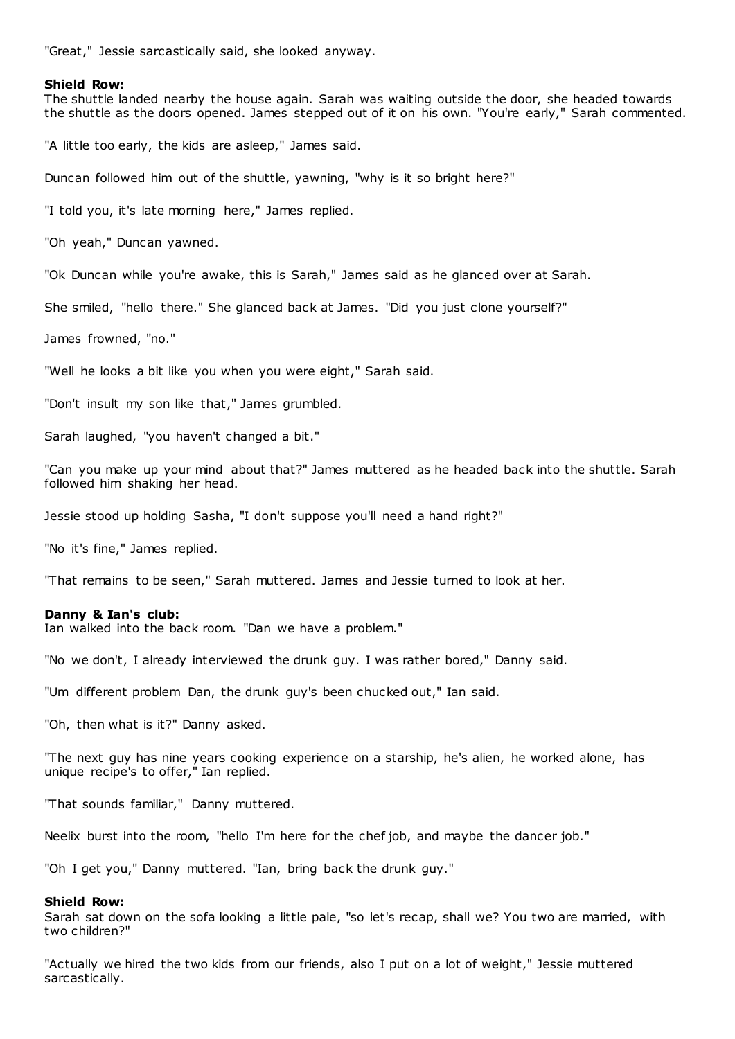"Great," Jessie sarcastically said, she looked anyway.

**Shield Row:**
The shuttle landed nearby the house again. Sarah was waiting outside the door, she headed towards the shuttle as the doors opened. James stepped out of it on his own. "You're early," Sarah commented.

"A little too early, the kids are asleep," James said.

Duncan followed him out of the shuttle, yawning, "why is it so bright here?"

"I told you, it's late morning here," James replied.

"Oh yeah," Duncan yawned.

"Ok Duncan while you're awake, this is Sarah," James said as he glanced over at Sarah.

She smiled, "hello there." She glanced back at James. "Did you just clone yourself?"

James frowned, "no."

"Well he looks a bit like you when you were eight," Sarah said.

"Don't insult my son like that," James grumbled.

Sarah laughed, "you haven't changed a bit."

"Can you make up your mind about that?" James muttered as he headed back into the shuttle. Sarah followed him shaking her head.

Jessie stood up holding Sasha, "I don't suppose you'll need a hand right?"

"No it's fine," James replied.

"That remains to be seen," Sarah muttered. James and Jessie turned to look at her.

**Danny & Ian's club:**
Ian walked into the back room. "Dan we have a problem."

"No we don't, I already interviewed the drunk guy. I was rather bored," Danny said.

"Um different problem Dan, the drunk guy's been chucked out," Ian said.

"Oh, then what is it?" Danny asked.

"The next guy has nine years cooking experience on a starship, he's alien, he worked alone, has unique recipe's to offer," Ian replied.

"That sounds familiar," Danny muttered.

Neelix burst into the room, "hello I'm here for the chef job, and maybe the dancer job."

"Oh I get you," Danny muttered. "Ian, bring back the drunk guy."

**Shield Row:**
Sarah sat down on the sofa looking a little pale, "so let's recap, shall we? You two are married, with two children?"

"Actually we hired the two kids from our friends, also I put on a lot of weight," Jessie muttered sarcastically.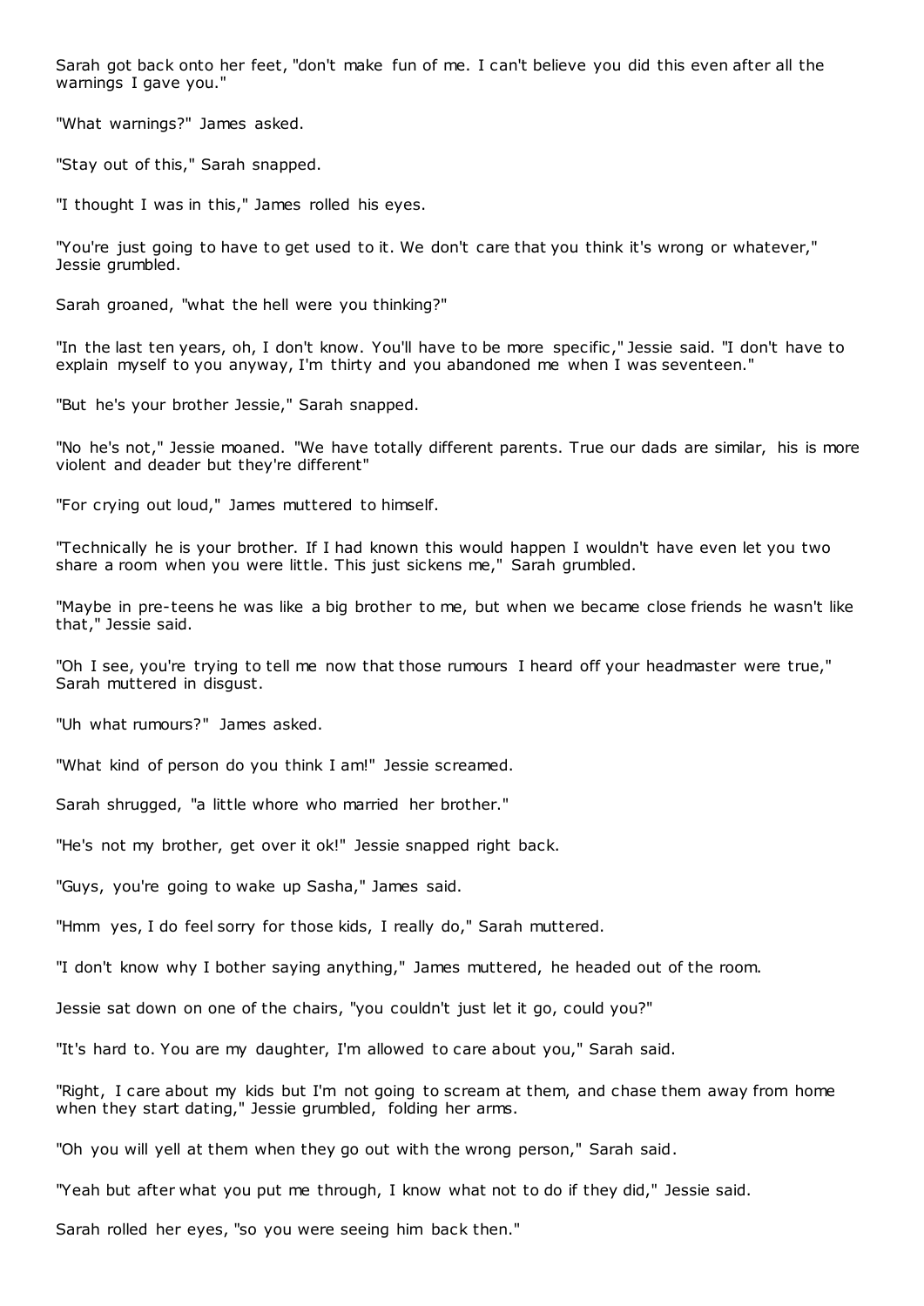Sarah got back onto her feet, "don't make fun of me. I can't believe you did this even after all the warnings I gave you."

"What warnings?" James asked.

"Stay out of this," Sarah snapped.

"I thought I was in this," James rolled his eyes.

"You're just going to have to get used to it. We don't care that you think it's wrong or whatever," Jessie grumbled.

Sarah groaned, "what the hell were you thinking?"

"In the last ten years, oh, I don't know. You'll have to be more specific," Jessie said. "I don't have to explain myself to you anyway, I'm thirty and you abandoned me when I was seventeen."

"But he's your brother Jessie," Sarah snapped.

"No he's not," Jessie moaned. "We have totally different parents. True our dads are similar, his is more violent and deader but they're different"

"For crying out loud," James muttered to himself.

"Technically he is your brother. If I had known this would happen I wouldn't have even let you two share a room when you were little. This just sickens me," Sarah grumbled.

"Maybe in pre-teens he was like a big brother to me, but when we became close friends he wasn't like that," Jessie said.

"Oh I see, you're trying to tell me now that those rumours I heard off your headmaster were true," Sarah muttered in disgust.

"Uh what rumours?" James asked.

"What kind of person do you think I am!" Jessie screamed.

Sarah shrugged, "a little whore who married her brother."

"He's not my brother, get over it ok!" Jessie snapped right back.

"Guys, you're going to wake up Sasha," James said.

"Hmm yes, I do feel sorry for those kids, I really do," Sarah muttered.

"I don't know why I bother saying anything," James muttered, he headed out of the room.

Jessie sat down on one of the chairs, "you couldn't just let it go, could you?"

"It's hard to. You are my daughter, I'm allowed to care about you," Sarah said.

"Right, I care about my kids but I'm not going to scream at them, and chase them away from home when they start dating," Jessie grumbled, folding her arms.

"Oh you will yell at them when they go out with the wrong person," Sarah said.

"Yeah but after what you put me through, I know what not to do if they did," Jessie said.

Sarah rolled her eyes, "so you were seeing him back then."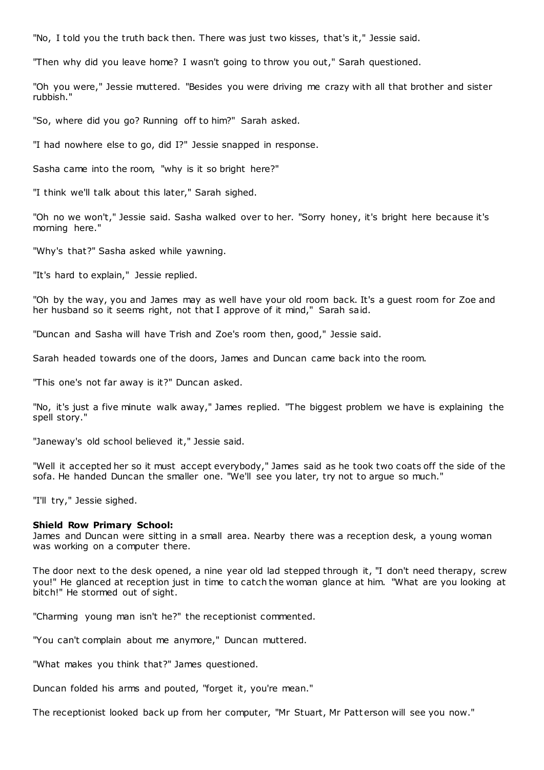"No, I told you the truth back then. There was just two kisses, that's it," Jessie said.

"Then why did you leave home? I wasn't going to throw you out," Sarah questioned.

"Oh you were," Jessie muttered. "Besides you were driving me crazy with all that brother and sister rubbish."

"So, where did you go? Running off to him?" Sarah asked.

"I had nowhere else to go, did I?" Jessie snapped in response.

Sasha came into the room, "why is it so bright here?"

"I think we'll talk about this later," Sarah sighed.

"Oh no we won't," Jessie said. Sasha walked over to her. "Sorry honey, it's bright here because it's morning here."

"Why's that?" Sasha asked while yawning.

"It's hard to explain," Jessie replied.

"Oh by the way, you and James may as well have your old room back. It's a guest room for Zoe and her husband so it seems right, not that I approve of it mind," Sarah said.

"Duncan and Sasha will have Trish and Zoe's room then, good," Jessie said.

Sarah headed towards one of the doors, James and Duncan came back into the room.

"This one's not far away is it?" Duncan asked.

"No, it's just a five minute walk away," James replied. "The biggest problem we have is explaining the spell story."

"Janeway's old school believed it," Jessie said.

"Well it accepted her so it must accept everybody," James said as he took two coats off the side of the sofa. He handed Duncan the smaller one. "We'll see you later, try not to argue so much."

"I'll try," Jessie sighed.

**Shield Row Primary School:**
James and Duncan were sitting in a small area. Nearby there was a reception desk, a young woman was working on a computer there.

The door next to the desk opened, a nine year old lad stepped through it, "I don't need therapy, screw you!" He glanced at reception just in time to catch the woman glance at him. "What are you looking at bitch!" He stormed out of sight.

"Charming young man isn't he?" the receptionist commented.

"You can't complain about me anymore," Duncan muttered.

"What makes you think that?" James questioned.

Duncan folded his arms and pouted, "forget it, you're mean."

The receptionist looked back up from her computer, "Mr Stuart, Mr Patterson will see you now."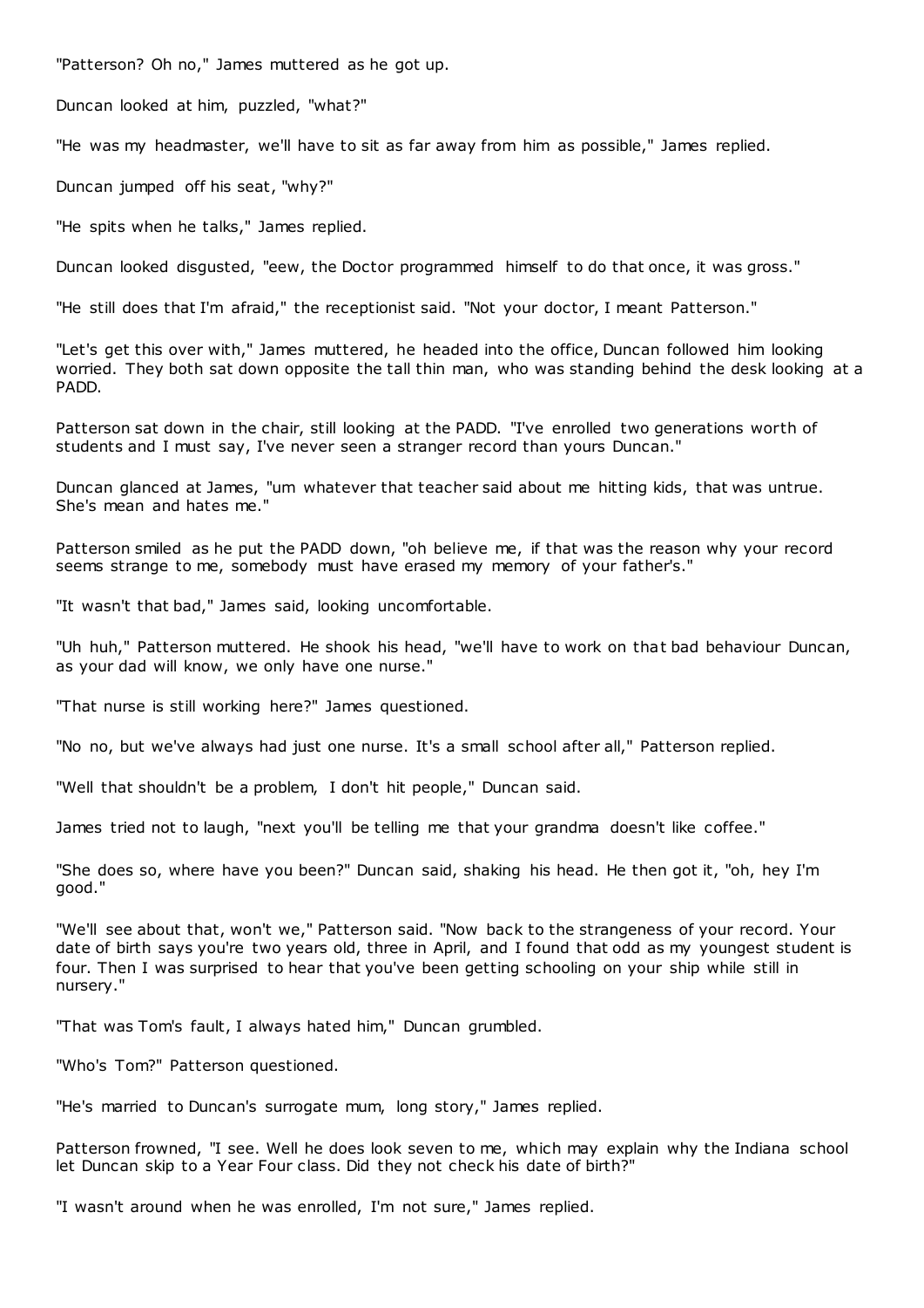"Patterson? Oh no," James muttered as he got up.

Duncan looked at him, puzzled, "what?"

"He was my headmaster, we'll have to sit as far away from him as possible," James replied.

Duncan jumped off his seat, "why?"

"He spits when he talks," James replied.

Duncan looked disgusted, "eew, the Doctor programmed himself to do that once, it was gross."

"He still does that I'm afraid," the receptionist said. "Not your doctor, I meant Patterson."

"Let's get this over with," James muttered, he headed into the office, Duncan followed him looking worried. They both sat down opposite the tall thin man, who was standing behind the desk looking at a PADD.

Patterson sat down in the chair, still looking at the PADD. "I've enrolled two generations worth of students and I must say, I've never seen a stranger record than yours Duncan."

Duncan glanced at James, "um whatever that teacher said about me hitting kids, that was untrue. She's mean and hates me."

Patterson smiled as he put the PADD down, "oh believe me, if that was the reason why your record seems strange to me, somebody must have erased my memory of your father's."

"It wasn't that bad," James said, looking uncomfortable.

"Uh huh," Patterson muttered. He shook his head, "we'll have to work on that bad behaviour Duncan, as your dad will know, we only have one nurse."

"That nurse is still working here?" James questioned.

"No no, but we've always had just one nurse. It's a small school after all," Patterson replied.

"Well that shouldn't be a problem, I don't hit people," Duncan said.

James tried not to laugh, "next you'll be telling me that your grandma doesn't like coffee."

"She does so, where have you been?" Duncan said, shaking his head. He then got it, "oh, hey I'm good."

"We'll see about that, won't we," Patterson said. "Now back to the strangeness of your record. Your date of birth says you're two years old, three in April, and I found that odd as my youngest student is four. Then I was surprised to hear that you've been getting schooling on your ship while still in nursery."

"That was Tom's fault, I always hated him," Duncan grumbled.

"Who's Tom?" Patterson questioned.

"He's married to Duncan's surrogate mum, long story," James replied.

Patterson frowned, "I see. Well he does look seven to me, which may explain why the Indiana school let Duncan skip to a Year Four class. Did they not check his date of birth?"

"I wasn't around when he was enrolled, I'm not sure," James replied.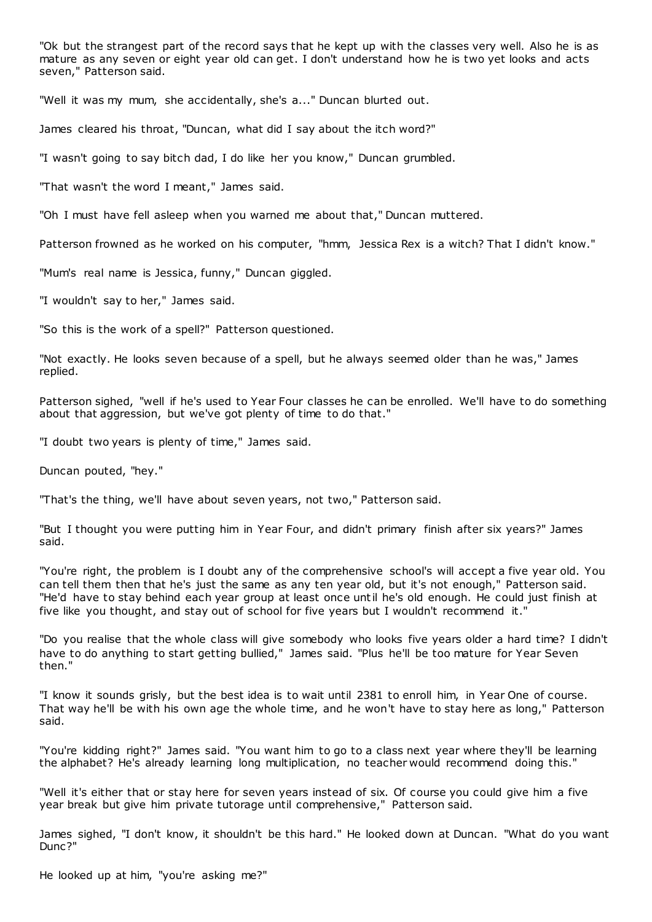"Ok but the strangest part of the record says that he kept up with the classes very well. Also he is as mature as any seven or eight year old can get. I don't understand how he is two yet looks and acts seven," Patterson said.

"Well it was my mum, she accidentally, she's a..." Duncan blurted out.

James cleared his throat, "Duncan, what did I say about the itch word?"

"I wasn't going to say bitch dad, I do like her you know," Duncan grumbled.

"That wasn't the word I meant," James said.

"Oh I must have fell asleep when you warned me about that," Duncan muttered.

Patterson frowned as he worked on his computer, "hmm, Jessica Rex is a witch? That I didn't know."

"Mum's real name is Jessica, funny," Duncan giggled.

"I wouldn't say to her," James said.

"So this is the work of a spell?" Patterson questioned.

"Not exactly. He looks seven because of a spell, but he always seemed older than he was," James replied.

Patterson sighed, "well if he's used to Year Four classes he can be enrolled. We'll have to do something about that aggression, but we've got plenty of time to do that."

"I doubt two years is plenty of time," James said.

Duncan pouted, "hey."

"That's the thing, we'll have about seven years, not two," Patterson said.

"But I thought you were putting him in Year Four, and didn't primary finish after six years?" James said.

"You're right, the problem is I doubt any of the comprehensive school's will accept a five year old. You can tell them then that he's just the same as any ten year old, but it's not enough," Patterson said. "He'd have to stay behind each year group at least once until he's old enough. He could just finish at five like you thought, and stay out of school for five years but I wouldn't recommend it."

"Do you realise that the whole class will give somebody who looks five years older a hard time? I didn't have to do anything to start getting bullied," James said. "Plus he'll be too mature for Year Seven then."

"I know it sounds grisly, but the best idea is to wait until 2381 to enroll him, in Year One of course. That way he'll be with his own age the whole time, and he won't have to stay here as long," Patterson said.

"You're kidding right?" James said. "You want him to go to a class next year where they'll be learning the alphabet? He's already learning long multiplication, no teacher would recommend doing this."

"Well it's either that or stay here for seven years instead of six. Of course you could give him a five year break but give him private tutorage until comprehensive," Patterson said.

James sighed, "I don't know, it shouldn't be this hard." He looked down at Duncan. "What do you want Dunc?"

He looked up at him, "you're asking me?"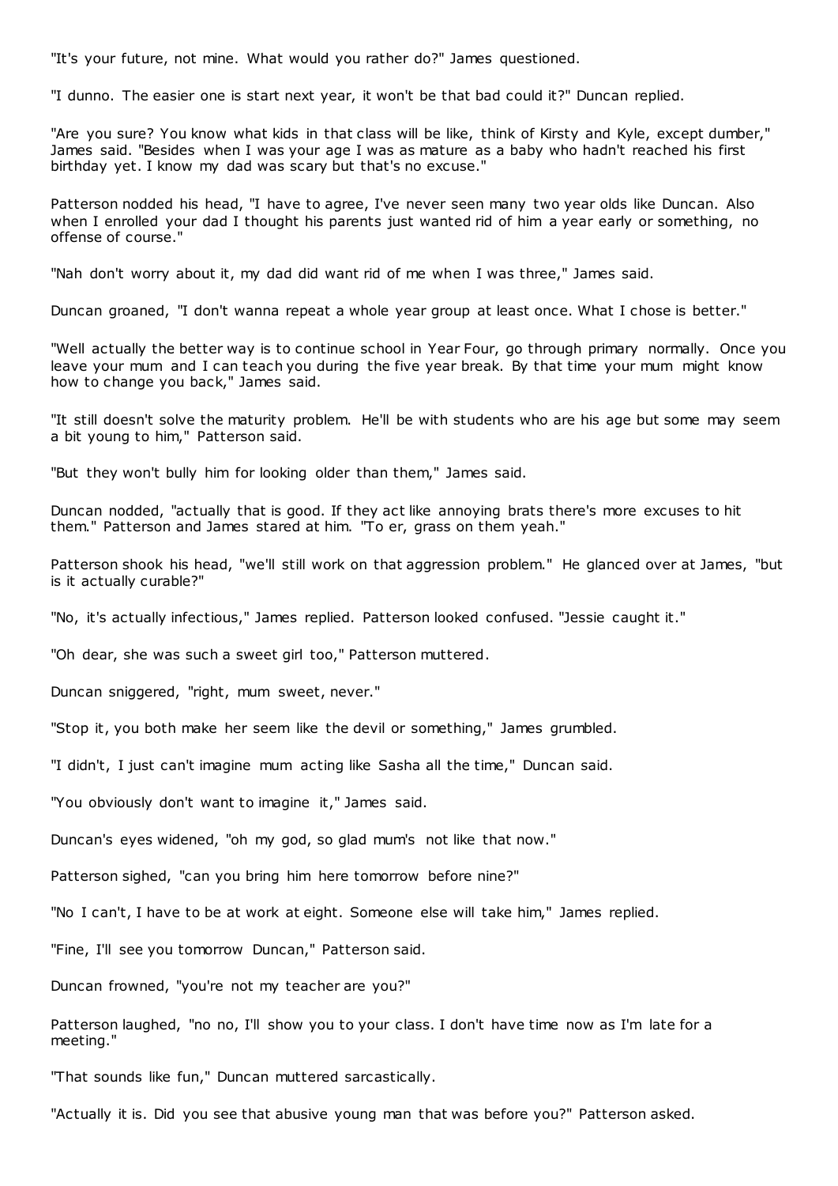"It's your future, not mine. What would you rather do?" James questioned.

"I dunno. The easier one is start next year, it won't be that bad could it?" Duncan replied.

"Are you sure? You know what kids in that class will be like, think of Kirsty and Kyle, except dumber," James said. "Besides when I was your age I was as mature as a baby who hadn't reached his first birthday yet. I know my dad was scary but that's no excuse."

Patterson nodded his head, "I have to agree, I've never seen many two year olds like Duncan. Also when I enrolled your dad I thought his parents just wanted rid of him a year early or something, no offense of course."

"Nah don't worry about it, my dad did want rid of me when I was three," James said.

Duncan groaned, "I don't wanna repeat a whole year group at least once. What I chose is better."

"Well actually the better way is to continue school in Year Four, go through primary normally. Once you leave your mum and I can teach you during the five year break. By that time your mum might know how to change you back," James said.

"It still doesn't solve the maturity problem. He'll be with students who are his age but some may seem a bit young to him," Patterson said.

"But they won't bully him for looking older than them," James said.

Duncan nodded, "actually that is good. If they act like annoying brats there's more excuses to hit them." Patterson and James stared at him. "To er, grass on them yeah."

Patterson shook his head, "we'll still work on that aggression problem." He glanced over at James, "but is it actually curable?"

"No, it's actually infectious," James replied. Patterson looked confused. "Jessie caught it."

"Oh dear, she was such a sweet girl too," Patterson muttered.

Duncan sniggered, "right, mum sweet, never."

"Stop it, you both make her seem like the devil or something," James grumbled.

"I didn't, I just can't imagine mum acting like Sasha all the time," Duncan said.

"You obviously don't want to imagine it," James said.

Duncan's eyes widened, "oh my god, so glad mum's not like that now."

Patterson sighed, "can you bring him here tomorrow before nine?"

"No I can't, I have to be at work at eight. Someone else will take him," James replied.

"Fine, I'll see you tomorrow Duncan," Patterson said.

Duncan frowned, "you're not my teacher are you?"

Patterson laughed, "no no, I'll show you to your class. I don't have time now as I'm late for a meeting."

"That sounds like fun," Duncan muttered sarcastically.

"Actually it is. Did you see that abusive young man that was before you?" Patterson asked.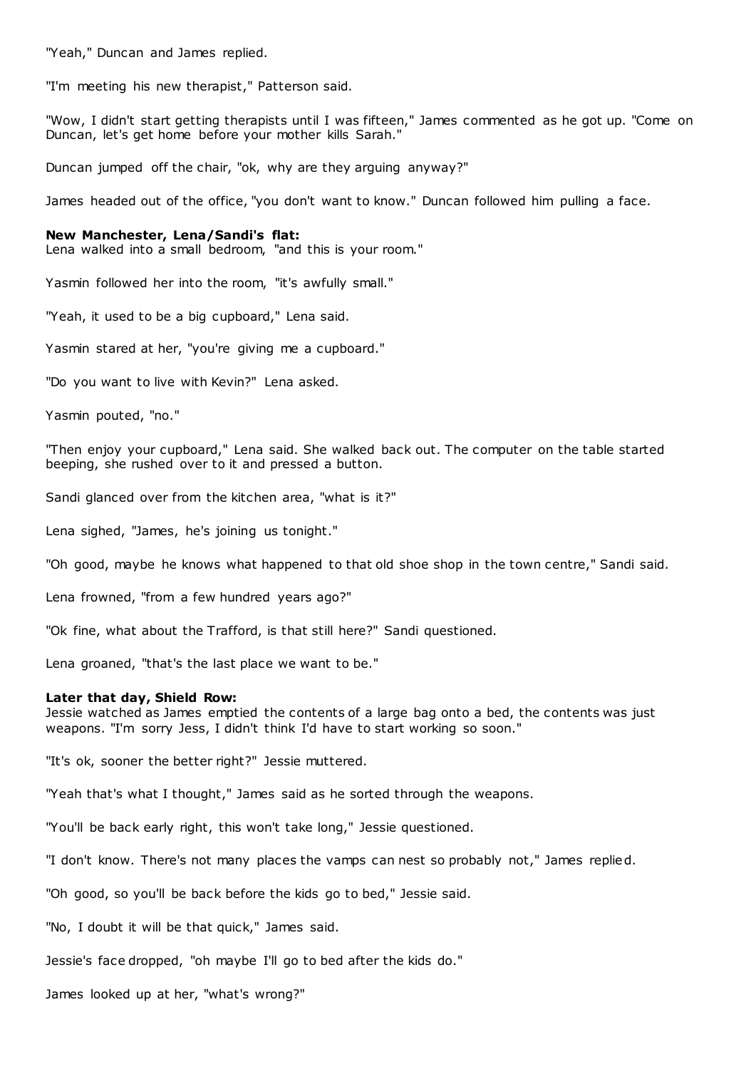"Yeah," Duncan and James replied.

"I'm meeting his new therapist," Patterson said.

"Wow, I didn't start getting therapists until I was fifteen," James commented as he got up. "Come on Duncan, let's get home before your mother kills Sarah."

Duncan jumped off the chair, "ok, why are they arguing anyway?"

James headed out of the office, "you don't want to know." Duncan followed him pulling a face.

**New Manchester, Lena/Sandi's flat:**
Lena walked into a small bedroom, "and this is your room."

Yasmin followed her into the room, "it's awfully small."

"Yeah, it used to be a big cupboard," Lena said.

Yasmin stared at her, "you're giving me a cupboard."

"Do you want to live with Kevin?" Lena asked.

Yasmin pouted, "no."

"Then enjoy your cupboard," Lena said. She walked back out. The computer on the table started beeping, she rushed over to it and pressed a button.

Sandi glanced over from the kitchen area, "what is it?"

Lena sighed, "James, he's joining us tonight."

"Oh good, maybe he knows what happened to that old shoe shop in the town centre," Sandi said.

Lena frowned, "from a few hundred years ago?"

"Ok fine, what about the Trafford, is that still here?" Sandi questioned.

Lena groaned, "that's the last place we want to be."

**Later that day, Shield Row:**
Jessie watched as James emptied the contents of a large bag onto a bed, the contents was just weapons. "I'm sorry Jess, I didn't think I'd have to start working so soon."

"It's ok, sooner the better right?" Jessie muttered.

"Yeah that's what I thought," James said as he sorted through the weapons.

"You'll be back early right, this won't take long," Jessie questioned.

"I don't know. There's not many places the vamps can nest so probably not," James replied.

"Oh good, so you'll be back before the kids go to bed," Jessie said.

"No, I doubt it will be that quick," James said.

Jessie's face dropped, "oh maybe I'll go to bed after the kids do."

James looked up at her, "what's wrong?"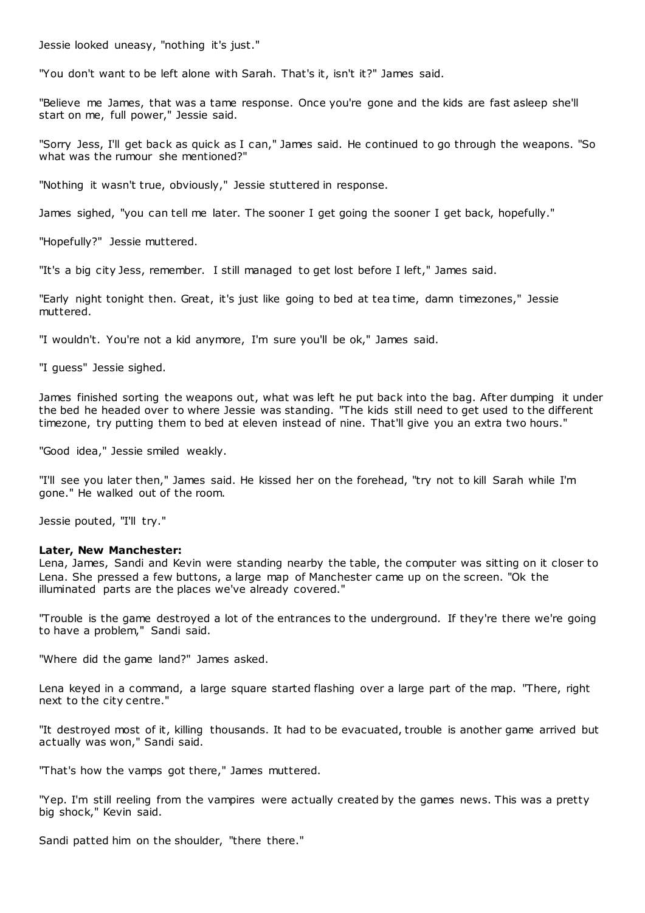Jessie looked uneasy, "nothing it's just."

"You don't want to be left alone with Sarah. That's it, isn't it?" James said.

"Believe me James, that was a tame response. Once you're gone and the kids are fast asleep she'll start on me, full power," Jessie said.

"Sorry Jess, I'll get back as quick as I can," James said. He continued to go through the weapons. "So what was the rumour she mentioned?"

"Nothing it wasn't true, obviously," Jessie stuttered in response.

James sighed, "you can tell me later. The sooner I get going the sooner I get back, hopefully."

"Hopefully?" Jessie muttered.

"It's a big city Jess, remember. I still managed to get lost before I left," James said.

"Early night tonight then. Great, it's just like going to bed at tea time, damn timezones," Jessie muttered.

"I wouldn't. You're not a kid anymore, I'm sure you'll be ok," James said.

"I guess" Jessie sighed.

James finished sorting the weapons out, what was left he put back into the bag. After dumping it under the bed he headed over to where Jessie was standing. "The kids still need to get used to the different timezone, try putting them to bed at eleven instead of nine. That'll give you an extra two hours."

"Good idea," Jessie smiled weakly.

"I'll see you later then," James said. He kissed her on the forehead, "try not to kill Sarah while I'm gone." He walked out of the room.

Jessie pouted, "I'll try."

**Later, New Manchester:**
Lena, James, Sandi and Kevin were standing nearby the table, the computer was sitting on it closer to Lena. She pressed a few buttons, a large map of Manchester came up on the screen. "Ok the illuminated parts are the places we've already covered."

"Trouble is the game destroyed a lot of the entrances to the underground. If they're there we're going to have a problem," Sandi said.

"Where did the game land?" James asked.

Lena keyed in a command, a large square started flashing over a large part of the map. "There, right next to the city centre."

"It destroyed most of it, killing thousands. It had to be evacuated, trouble is another game arrived but actually was won," Sandi said.

"That's how the vamps got there," James muttered.

"Yep. I'm still reeling from the vampires were actually created by the games news. This was a pretty big shock," Kevin said.

Sandi patted him on the shoulder, "there there."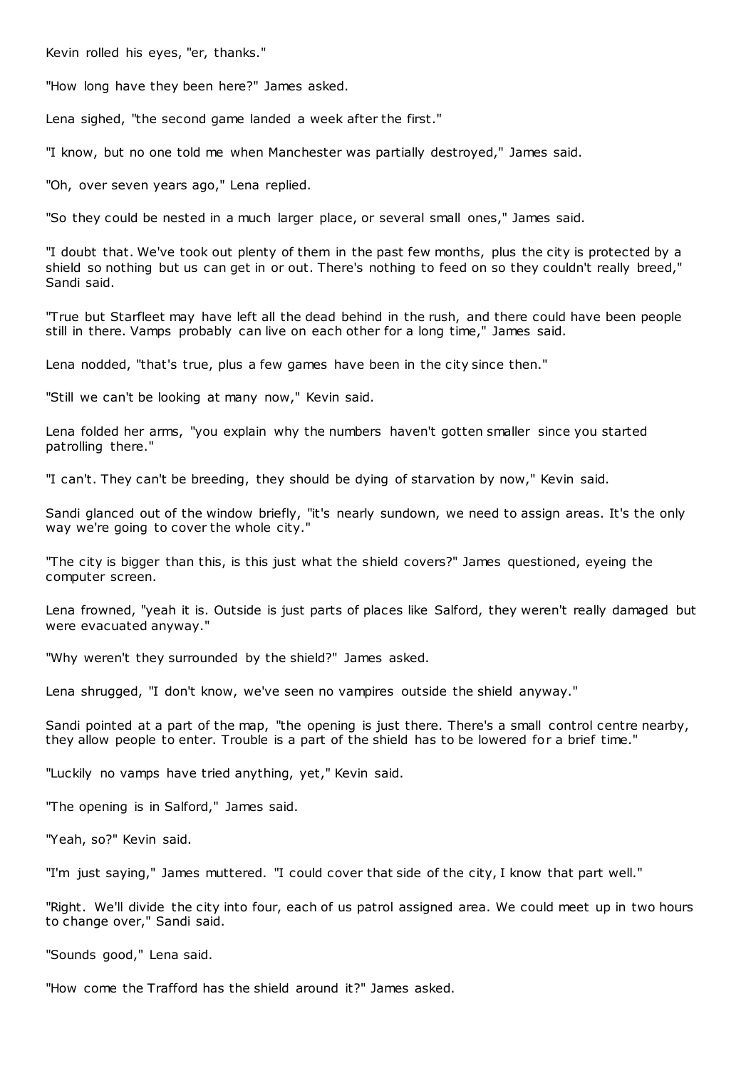Kevin rolled his eyes, "er, thanks."

"How long have they been here?" James asked.

Lena sighed, "the second game landed a week after the first."

"I know, but no one told me when Manchester was partially destroyed," James said.

"Oh, over seven years ago," Lena replied.

"So they could be nested in a much larger place, or several small ones," James said.

"I doubt that. We've took out plenty of them in the past few months, plus the city is protected by a shield so nothing but us can get in or out. There's nothing to feed on so they couldn't really breed," Sandi said.

"True but Starfleet may have left all the dead behind in the rush, and there could have been people still in there. Vamps probably can live on each other for a long time," James said.

Lena nodded, "that's true, plus a few games have been in the city since then."

"Still we can't be looking at many now," Kevin said.

Lena folded her arms, "you explain why the numbers haven't gotten smaller since you started patrolling there."

"I can't. They can't be breeding, they should be dying of starvation by now," Kevin said.

Sandi glanced out of the window briefly, "it's nearly sundown, we need to assign areas. It's the only way we're going to cover the whole city."

"The city is bigger than this, is this just what the shield covers?" James questioned, eyeing the computer screen.

Lena frowned, "yeah it is. Outside is just parts of places like Salford, they weren't really damaged but were evacuated anyway."

"Why weren't they surrounded by the shield?" James asked.

Lena shrugged, "I don't know, we've seen no vampires outside the shield anyway."

Sandi pointed at a part of the map, "the opening is just there. There's a small control centre nearby, they allow people to enter. Trouble is a part of the shield has to be lowered for a brief time."

"Luckily no vamps have tried anything, yet," Kevin said.

"The opening is in Salford," James said.

"Yeah, so?" Kevin said.

"I'm just saying," James muttered. "I could cover that side of the city, I know that part well."

"Right. We'll divide the city into four, each of us patrol assigned area. We could meet up in two hours to change over," Sandi said.

"Sounds good," Lena said.

"How come the Trafford has the shield around it?" James asked.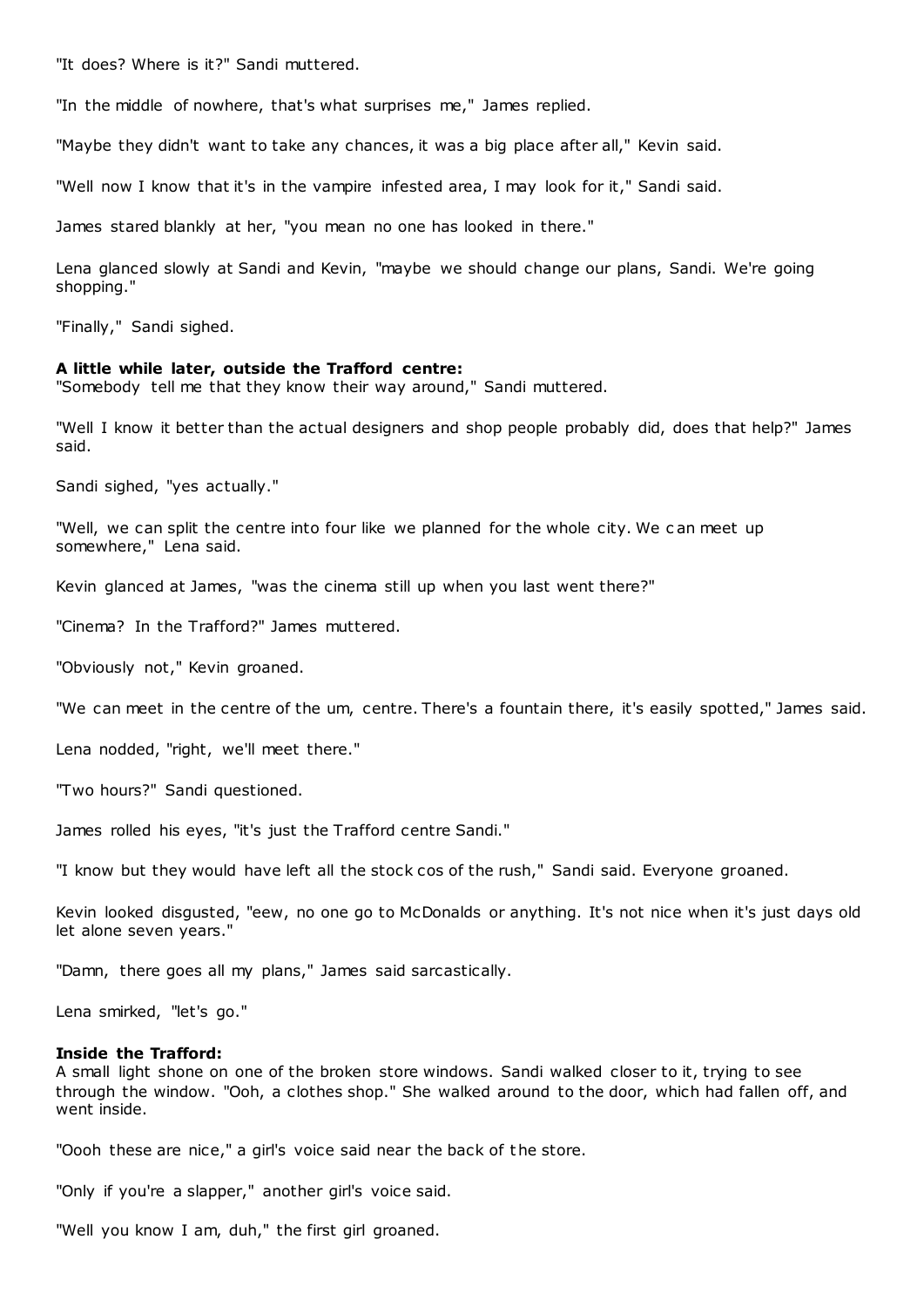"It does? Where is it?" Sandi muttered.

"In the middle of nowhere, that's what surprises me," James replied.

"Maybe they didn't want to take any chances, it was a big place after all," Kevin said.

"Well now I know that it's in the vampire infested area, I may look for it," Sandi said.

James stared blankly at her, "you mean no one has looked in there."

Lena glanced slowly at Sandi and Kevin, "maybe we should change our plans, Sandi. We're going shopping."

"Finally," Sandi sighed.

**A little while later, outside the Trafford centre:**
"Somebody tell me that they know their way around," Sandi muttered.

"Well I know it better than the actual designers and shop people probably did, does that help?" James said.

Sandi sighed, "yes actually."

"Well, we can split the centre into four like we planned for the whole city. We can meet up somewhere," Lena said.

Kevin glanced at James, "was the cinema still up when you last went there?"

"Cinema? In the Trafford?" James muttered.

"Obviously not," Kevin groaned.

"We can meet in the centre of the um, centre. There's a fountain there, it's easily spotted," James said.

Lena nodded, "right, we'll meet there."

"Two hours?" Sandi questioned.

James rolled his eyes, "it's just the Trafford centre Sandi."

"I know but they would have left all the stock cos of the rush," Sandi said. Everyone groaned.

Kevin looked disgusted, "eew, no one go to McDonalds or anything. It's not nice when it's just days old let alone seven years."

"Damn, there goes all my plans," James said sarcastically.

Lena smirked, "let's go."

**Inside the Trafford:**
A small light shone on one of the broken store windows. Sandi walked closer to it, trying to see through the window. "Ooh, a clothes shop." She walked around to the door, which had fallen off, and went inside.

"Oooh these are nice," a girl's voice said near the back of the store.

"Only if you're a slapper," another girl's voice said.

"Well you know I am, duh," the first girl groaned.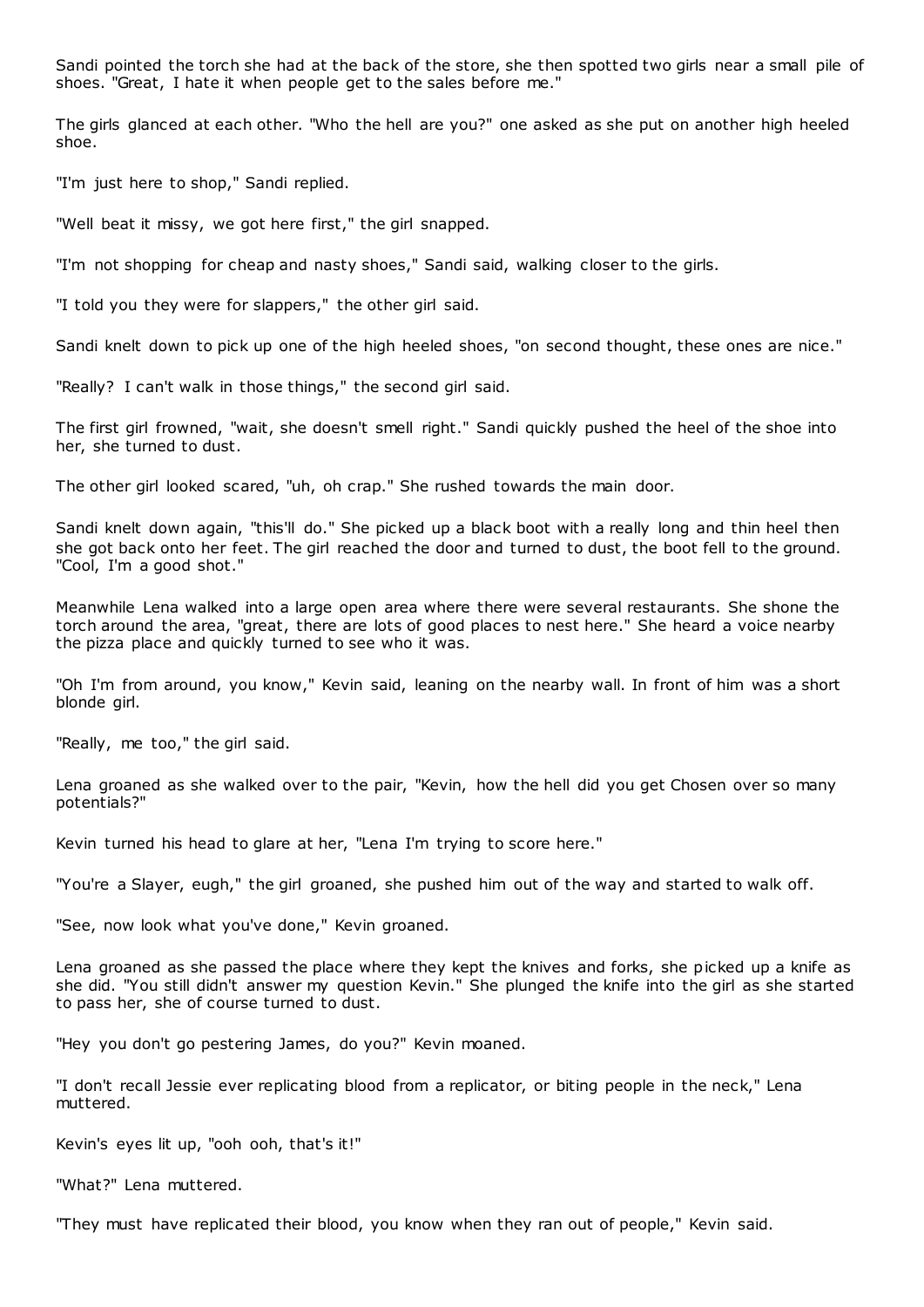Sandi pointed the torch she had at the back of the store, she then spotted two girls near a small pile of shoes. "Great, I hate it when people get to the sales before me."

The girls glanced at each other. "Who the hell are you?" one asked as she put on another high heeled shoe.

"I'm just here to shop," Sandi replied.

"Well beat it missy, we got here first," the girl snapped.

"I'm not shopping for cheap and nasty shoes," Sandi said, walking closer to the girls.

"I told you they were for slappers," the other girl said.

Sandi knelt down to pick up one of the high heeled shoes, "on second thought, these ones are nice."

"Really? I can't walk in those things," the second girl said.

The first girl frowned, "wait, she doesn't smell right." Sandi quickly pushed the heel of the shoe into her, she turned to dust.

The other girl looked scared, "uh, oh crap." She rushed towards the main door.

Sandi knelt down again, "this'll do." She picked up a black boot with a really long and thin heel then she got back onto her feet. The girl reached the door and turned to dust, the boot fell to the ground. "Cool, I'm a good shot."

Meanwhile Lena walked into a large open area where there were several restaurants. She shone the torch around the area, "great, there are lots of good places to nest here." She heard a voice nearby the pizza place and quickly turned to see who it was.

"Oh I'm from around, you know," Kevin said, leaning on the nearby wall. In front of him was a short blonde girl.

"Really, me too," the girl said.

Lena groaned as she walked over to the pair, "Kevin, how the hell did you get Chosen over so many potentials?"

Kevin turned his head to glare at her, "Lena I'm trying to score here."

"You're a Slayer, eugh," the girl groaned, she pushed him out of the way and started to walk off.

"See, now look what you've done," Kevin groaned.

Lena groaned as she passed the place where they kept the knives and forks, she picked up a knife as she did. "You still didn't answer my question Kevin." She plunged the knife into the girl as she started to pass her, she of course turned to dust.

"Hey you don't go pestering James, do you?" Kevin moaned.

"I don't recall Jessie ever replicating blood from a replicator, or biting people in the neck," Lena muttered.

Kevin's eyes lit up, "ooh ooh, that's it!"

"What?" Lena muttered.

"They must have replicated their blood, you know when they ran out of people," Kevin said.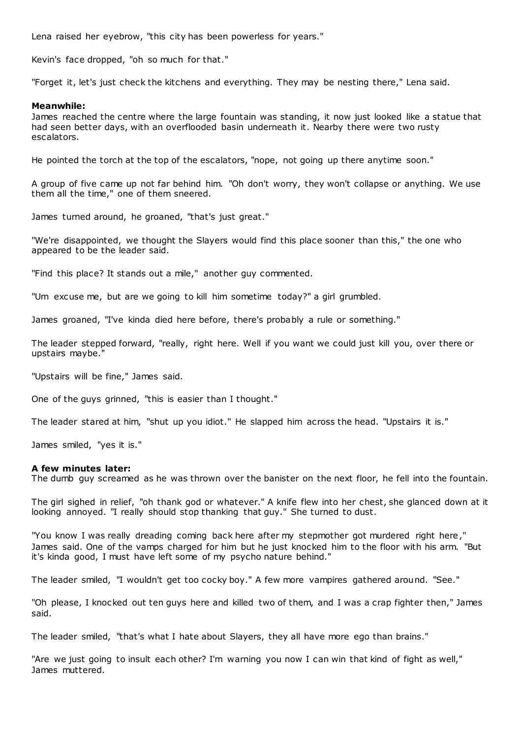Lena raised her eyebrow, "this city has been powerless for years."

Kevin's face dropped, "oh so much for that."

"Forget it, let's just check the kitchens and everything. They may be nesting there," Lena said.

**Meanwhile:**
James reached the centre where the large fountain was standing, it now just looked like a statue that had seen better days, with an overflooded basin underneath it. Nearby there were two rusty escalators.

He pointed the torch at the top of the escalators, "nope, not going up there anytime soon."

A group of five came up not far behind him. "Oh don't worry, they won't collapse or anything. We use them all the time," one of them sneered.

James turned around, he groaned, "that's just great."

"We're disappointed, we thought the Slayers would find this place sooner than this," the one who appeared to be the leader said.

"Find this place? It stands out a mile," another guy commented.

"Um excuse me, but are we going to kill him sometime today?" a girl grumbled.

James groaned, "I've kinda died here before, there's probably a rule or something."

The leader stepped forward, "really, right here. Well if you want we could just kill you, over there or upstairs maybe."

"Upstairs will be fine," James said.

One of the guys grinned, "this is easier than I thought."

The leader stared at him, "shut up you idiot." He slapped him across the head. "Upstairs it is."

James smiled, "yes it is."

**A few minutes later:**
The dumb guy screamed as he was thrown over the banister on the next floor, he fell into the fountain.

The girl sighed in relief, "oh thank god or whatever." A knife flew into her chest, she glanced down at it looking annoyed. "I really should stop thanking that guy." She turned to dust.

"You know I was really dreading coming back here after my stepmother got murdered right here," James said. One of the vamps charged for him but he just knocked him to the floor with his arm. "But it's kinda good, I must have left some of my psycho nature behind."

The leader smiled, "I wouldn't get too cocky boy." A few more vampires gathered around. "See."

"Oh please, I knocked out ten guys here and killed two of them, and I was a crap fighter then," James said.

The leader smiled, "that's what I hate about Slayers, they all have more ego than brains."

"Are we just going to insult each other? I'm warning you now I can win that kind of fight as well," James muttered.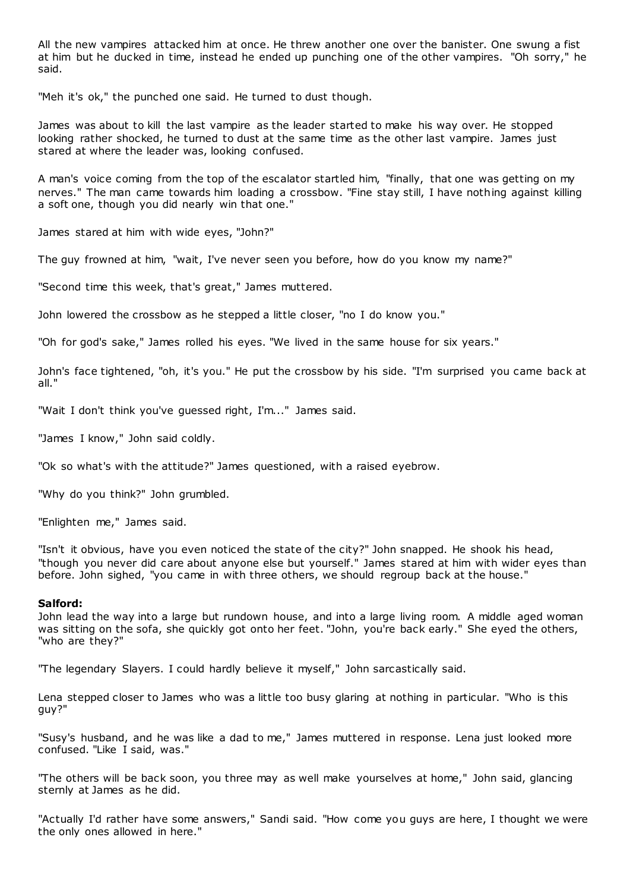All the new vampires attacked him at once. He threw another one over the banister. One swung a fist at him but he ducked in time, instead he ended up punching one of the other vampires. "Oh sorry," he said.

"Meh it's ok," the punched one said. He turned to dust though.

James was about to kill the last vampire as the leader started to make his way over. He stopped looking rather shocked, he turned to dust at the same time as the other last vampire. James just stared at where the leader was, looking confused.

A man's voice coming from the top of the escalator startled him, "finally, that one was getting on my nerves." The man came towards him loading a crossbow. "Fine stay still, I have nothing against killing a soft one, though you did nearly win that one."

James stared at him with wide eyes, "John?"

The guy frowned at him, "wait, I've never seen you before, how do you know my name?"

"Second time this week, that's great," James muttered.

John lowered the crossbow as he stepped a little closer, "no I do know you."

"Oh for god's sake," James rolled his eyes. "We lived in the same house for six years."

John's face tightened, "oh, it's you." He put the crossbow by his side. "I'm surprised you came back at all."

"Wait I don't think you've guessed right, I'm..." James said.

"James I know," John said coldly.

"Ok so what's with the attitude?" James questioned, with a raised eyebrow.

"Why do you think?" John grumbled.

"Enlighten me," James said.

"Isn't it obvious, have you even noticed the state of the city?" John snapped. He shook his head, "though you never did care about anyone else but yourself." James stared at him with wider eyes than before. John sighed, "you came in with three others, we should regroup back at the house."

**Salford:**
John lead the way into a large but rundown house, and into a large living room. A middle aged woman was sitting on the sofa, she quickly got onto her feet. "John, you're back early." She eyed the others, "who are they?"

"The legendary Slayers. I could hardly believe it myself," John sarcastically said.

Lena stepped closer to James who was a little too busy glaring at nothing in particular. "Who is this guy?"

"Susy's husband, and he was like a dad to me," James muttered in response. Lena just looked more confused. "Like I said, was."

"The others will be back soon, you three may as well make yourselves at home," John said, glancing sternly at James as he did.

"Actually I'd rather have some answers," Sandi said. "How come you guys are here, I thought we were the only ones allowed in here."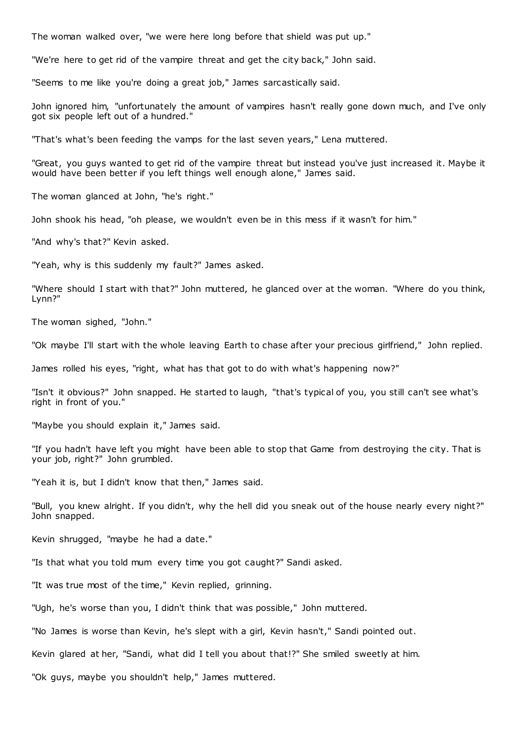The woman walked over, "we were here long before that shield was put up."

"We're here to get rid of the vampire threat and get the city back," John said.

"Seems to me like you're doing a great job," James sarcastically said.

John ignored him, "unfortunately the amount of vampires hasn't really gone down much, and I've only got six people left out of a hundred."

"That's what's been feeding the vamps for the last seven years," Lena muttered.

"Great, you guys wanted to get rid of the vampire threat but instead you've just increased it. Maybe it would have been better if you left things well enough alone," James said.

The woman glanced at John, "he's right."

John shook his head, "oh please, we wouldn't even be in this mess if it wasn't for him."

"And why's that?" Kevin asked.

"Yeah, why is this suddenly my fault?" James asked.

"Where should I start with that?" John muttered, he glanced over at the woman. "Where do you think, Lynn?"

The woman sighed, "John."

"Ok maybe I'll start with the whole leaving Earth to chase after your precious girlfriend," John replied.

James rolled his eyes, "right, what has that got to do with what's happening now?"

"Isn't it obvious?" John snapped. He started to laugh, "that's typical of you, you still can't see what's right in front of you."

"Maybe you should explain it," James said.

"If you hadn't have left you might have been able to stop that Game from destroying the city. That is your job, right?" John grumbled.

"Yeah it is, but I didn't know that then," James said.

"Bull, you knew alright. If you didn't, why the hell did you sneak out of the house nearly every night?" John snapped.

Kevin shrugged, "maybe he had a date."

"Is that what you told mum every time you got caught?" Sandi asked.

"It was true most of the time," Kevin replied, grinning.

"Ugh, he's worse than you, I didn't think that was possible," John muttered.

"No James is worse than Kevin, he's slept with a girl, Kevin hasn't," Sandi pointed out.

Kevin glared at her, "Sandi, what did I tell you about that!?" She smiled sweetly at him.

"Ok guys, maybe you shouldn't help," James muttered.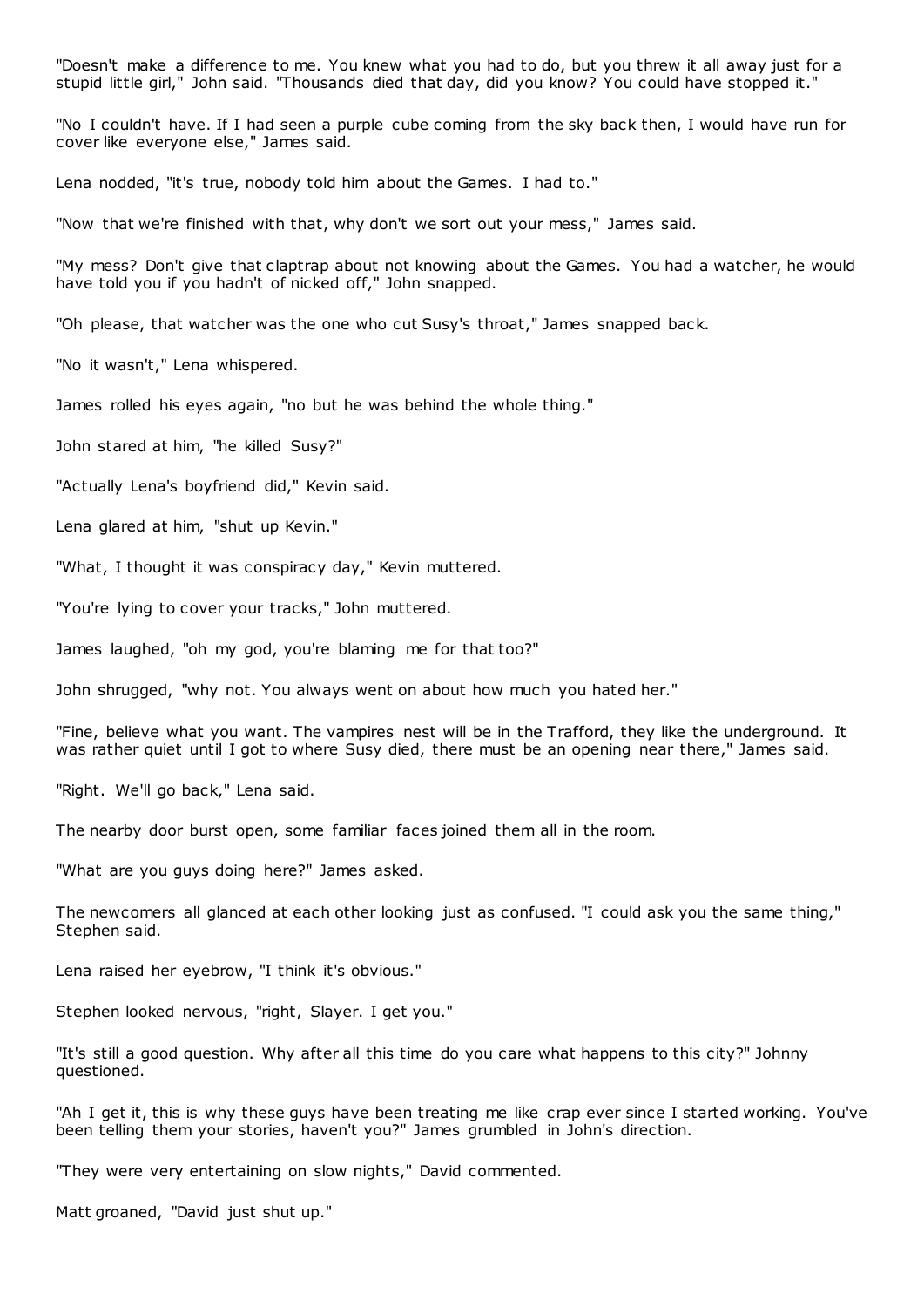"Doesn't make a difference to me. You knew what you had to do, but you threw it all away just for a stupid little girl," John said. "Thousands died that day, did you know? You could have stopped it."

"No I couldn't have. If I had seen a purple cube coming from the sky back then, I would have run for cover like everyone else," James said.

Lena nodded, "it's true, nobody told him about the Games. I had to."

"Now that we're finished with that, why don't we sort out your mess," James said.

"My mess? Don't give that claptrap about not knowing about the Games. You had a watcher, he would have told you if you hadn't of nicked off," John snapped.

"Oh please, that watcher was the one who cut Susy's throat," James snapped back.

"No it wasn't," Lena whispered.

James rolled his eyes again, "no but he was behind the whole thing."

John stared at him, "he killed Susy?"

"Actually Lena's boyfriend did," Kevin said.

Lena glared at him, "shut up Kevin."

"What, I thought it was conspiracy day," Kevin muttered.

"You're lying to cover your tracks," John muttered.

James laughed, "oh my god, you're blaming me for that too?"

John shrugged, "why not. You always went on about how much you hated her."

"Fine, believe what you want. The vampires nest will be in the Trafford, they like the underground. It was rather quiet until I got to where Susy died, there must be an opening near there," James said.

"Right. We'll go back," Lena said.

The nearby door burst open, some familiar faces joined them all in the room.

"What are you guys doing here?" James asked.

The newcomers all glanced at each other looking just as confused. "I could ask you the same thing," Stephen said.

Lena raised her eyebrow, "I think it's obvious."

Stephen looked nervous, "right, Slayer. I get you."

"It's still a good question. Why after all this time do you care what happens to this city?" Johnny questioned.

"Ah I get it, this is why these guys have been treating me like crap ever since I started working. You've been telling them your stories, haven't you?" James grumbled in John's direction.

"They were very entertaining on slow nights," David commented.

Matt groaned, "David just shut up."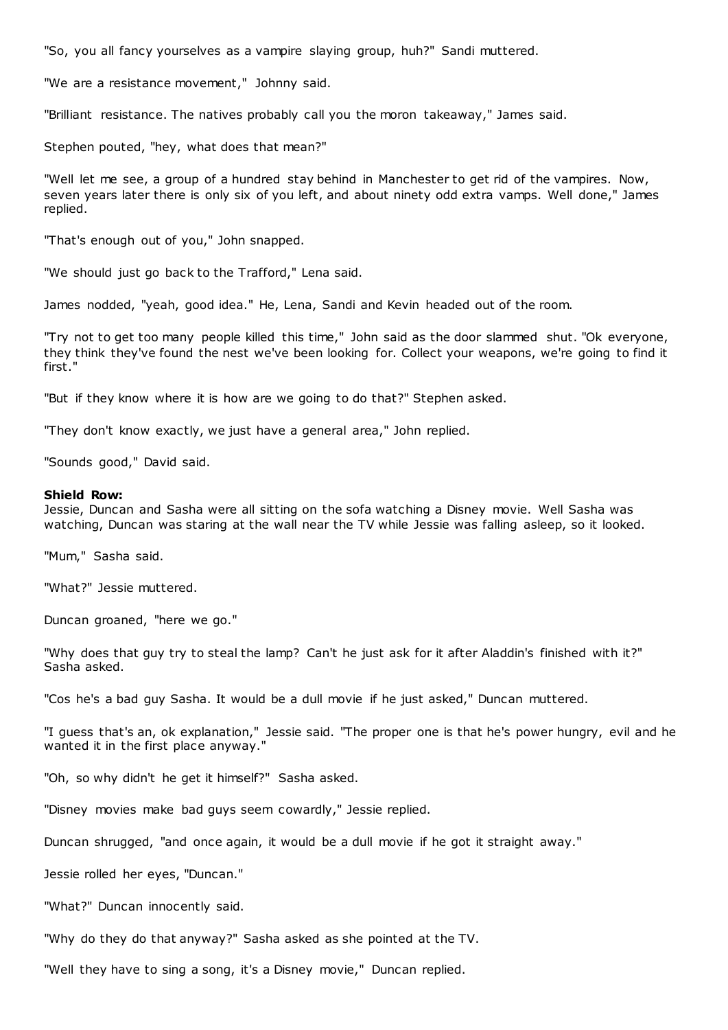"So, you all fancy yourselves as a vampire slaying group, huh?" Sandi muttered.

"We are a resistance movement," Johnny said.

"Brilliant resistance. The natives probably call you the moron takeaway," James said.

Stephen pouted, "hey, what does that mean?"

"Well let me see, a group of a hundred stay behind in Manchester to get rid of the vampires. Now, seven years later there is only six of you left, and about ninety odd extra vamps. Well done," James replied.

"That's enough out of you," John snapped.

"We should just go back to the Trafford," Lena said.

James nodded, "yeah, good idea." He, Lena, Sandi and Kevin headed out of the room.

"Try not to get too many people killed this time," John said as the door slammed shut. "Ok everyone, they think they've found the nest we've been looking for. Collect your weapons, we're going to find it first."

"But if they know where it is how are we going to do that?" Stephen asked.

"They don't know exactly, we just have a general area," John replied.

"Sounds good," David said.

**Shield Row:**
Jessie, Duncan and Sasha were all sitting on the sofa watching a Disney movie. Well Sasha was watching, Duncan was staring at the wall near the TV while Jessie was falling asleep, so it looked.

"Mum," Sasha said.

"What?" Jessie muttered.

Duncan groaned, "here we go."

"Why does that guy try to steal the lamp? Can't he just ask for it after Aladdin's finished with it?" Sasha asked.

"Cos he's a bad guy Sasha. It would be a dull movie if he just asked," Duncan muttered.

"I guess that's an, ok explanation," Jessie said. "The proper one is that he's power hungry, evil and he wanted it in the first place anyway."

"Oh, so why didn't he get it himself?" Sasha asked.

"Disney movies make bad guys seem cowardly," Jessie replied.

Duncan shrugged, "and once again, it would be a dull movie if he got it straight away."

Jessie rolled her eyes, "Duncan."

"What?" Duncan innocently said.

"Why do they do that anyway?" Sasha asked as she pointed at the TV.

"Well they have to sing a song, it's a Disney movie," Duncan replied.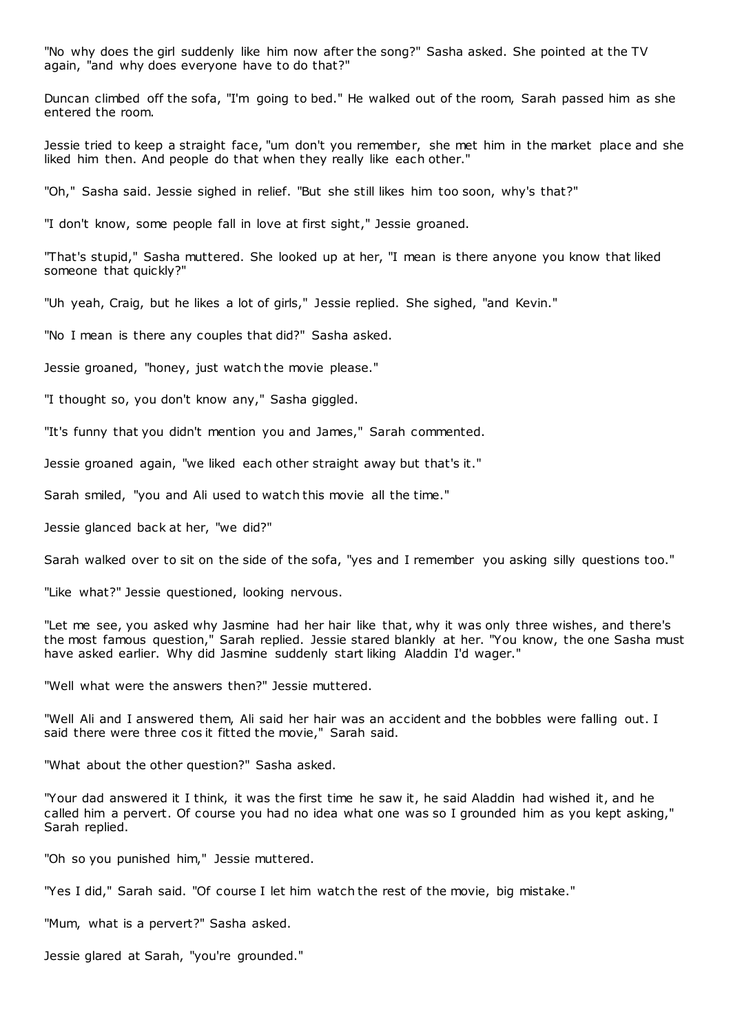"No why does the girl suddenly like him now after the song?" Sasha asked. She pointed at the TV again, "and why does everyone have to do that?"

Duncan climbed off the sofa, "I'm going to bed." He walked out of the room, Sarah passed him as she entered the room.

Jessie tried to keep a straight face, "um don't you remember, she met him in the market place and she liked him then. And people do that when they really like each other."

"Oh," Sasha said. Jessie sighed in relief. "But she still likes him too soon, why's that?"

"I don't know, some people fall in love at first sight," Jessie groaned.

"That's stupid," Sasha muttered. She looked up at her, "I mean is there anyone you know that liked someone that quickly?"

"Uh yeah, Craig, but he likes a lot of girls," Jessie replied. She sighed, "and Kevin."

"No I mean is there any couples that did?" Sasha asked.

Jessie groaned, "honey, just watch the movie please."

"I thought so, you don't know any," Sasha giggled.

"It's funny that you didn't mention you and James," Sarah commented.

Jessie groaned again, "we liked each other straight away but that's it."

Sarah smiled, "you and Ali used to watch this movie all the time."

Jessie glanced back at her, "we did?"

Sarah walked over to sit on the side of the sofa, "yes and I remember you asking silly questions too."

"Like what?" Jessie questioned, looking nervous.

"Let me see, you asked why Jasmine had her hair like that, why it was only three wishes, and there's the most famous question," Sarah replied. Jessie stared blankly at her. "You know, the one Sasha must have asked earlier. Why did Jasmine suddenly start liking Aladdin I'd wager."

"Well what were the answers then?" Jessie muttered.

"Well Ali and I answered them, Ali said her hair was an accident and the bobbles were falling out. I said there were three cos it fitted the movie," Sarah said.

"What about the other question?" Sasha asked.

"Your dad answered it I think, it was the first time he saw it, he said Aladdin had wished it, and he called him a pervert. Of course you had no idea what one was so I grounded him as you kept asking," Sarah replied.

"Oh so you punished him," Jessie muttered.

"Yes I did," Sarah said. "Of course I let him watch the rest of the movie, big mistake."

"Mum, what is a pervert?" Sasha asked.

Jessie glared at Sarah, "you're grounded."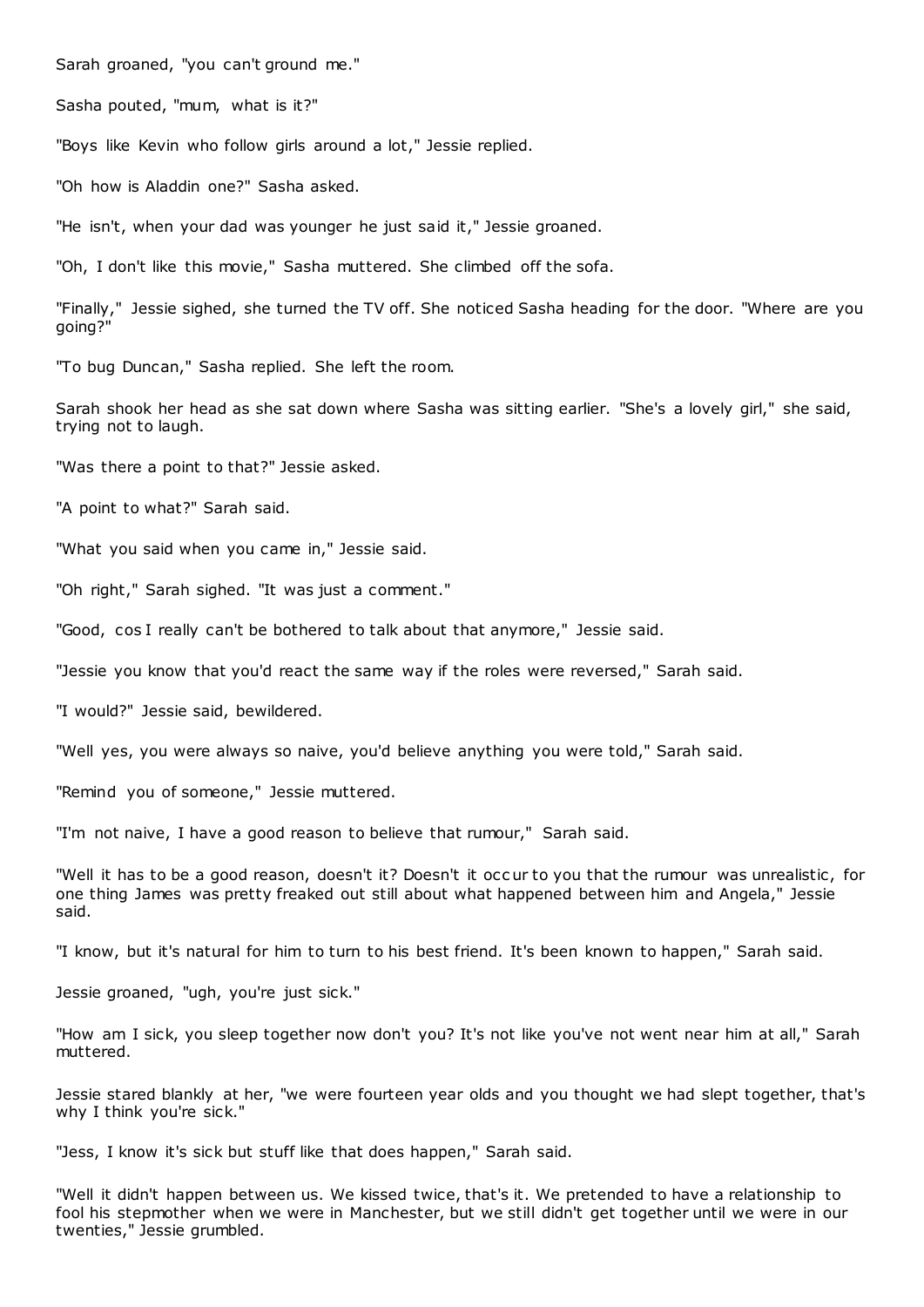Sarah groaned, "you can't ground me."

Sasha pouted, "mum, what is it?"

"Boys like Kevin who follow girls around a lot," Jessie replied.

"Oh how is Aladdin one?" Sasha asked.

"He isn't, when your dad was younger he just said it," Jessie groaned.

"Oh, I don't like this movie," Sasha muttered. She climbed off the sofa.

"Finally," Jessie sighed, she turned the TV off. She noticed Sasha heading for the door. "Where are you going?"

"To bug Duncan," Sasha replied. She left the room.

Sarah shook her head as she sat down where Sasha was sitting earlier. "She's a lovely girl," she said, trying not to laugh.

"Was there a point to that?" Jessie asked.

"A point to what?" Sarah said.

"What you said when you came in," Jessie said.

"Oh right," Sarah sighed. "It was just a comment."

"Good, cos I really can't be bothered to talk about that anymore," Jessie said.

"Jessie you know that you'd react the same way if the roles were reversed," Sarah said.

"I would?" Jessie said, bewildered.

"Well yes, you were always so naive, you'd believe anything you were told," Sarah said.

"Remind you of someone," Jessie muttered.

"I'm not naive, I have a good reason to believe that rumour," Sarah said.

"Well it has to be a good reason, doesn't it? Doesn't it occur to you that the rumour was unrealistic, for one thing James was pretty freaked out still about what happened between him and Angela," Jessie said.

"I know, but it's natural for him to turn to his best friend. It's been known to happen," Sarah said.

Jessie groaned, "ugh, you're just sick."

"How am I sick, you sleep together now don't you? It's not like you've not went near him at all," Sarah muttered.

Jessie stared blankly at her, "we were fourteen year olds and you thought we had slept together, that's why I think you're sick."

"Jess, I know it's sick but stuff like that does happen," Sarah said.

"Well it didn't happen between us. We kissed twice, that's it. We pretended to have a relationship to fool his stepmother when we were in Manchester, but we still didn't get together until we were in our twenties," Jessie grumbled.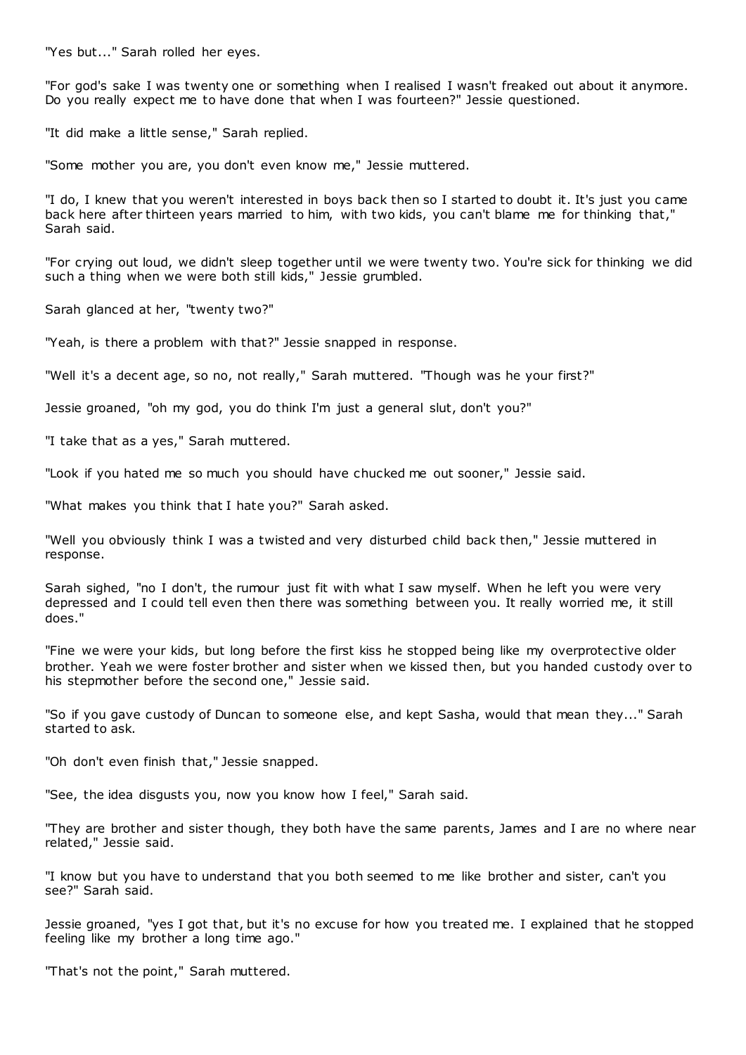"Yes but..." Sarah rolled her eyes.

"For god's sake I was twenty one or something when I realised I wasn't freaked out about it anymore. Do you really expect me to have done that when I was fourteen?" Jessie questioned.

"It did make a little sense," Sarah replied.

"Some mother you are, you don't even know me," Jessie muttered.

"I do, I knew that you weren't interested in boys back then so I started to doubt it. It's just you came back here after thirteen years married to him, with two kids, you can't blame me for thinking that," Sarah said.

"For crying out loud, we didn't sleep together until we were twenty two. You're sick for thinking we did such a thing when we were both still kids," Jessie grumbled.

Sarah glanced at her, "twenty two?"

"Yeah, is there a problem with that?" Jessie snapped in response.

"Well it's a decent age, so no, not really," Sarah muttered. "Though was he your first?"

Jessie groaned, "oh my god, you do think I'm just a general slut, don't you?"

"I take that as a yes," Sarah muttered.

"Look if you hated me so much you should have chucked me out sooner," Jessie said.

"What makes you think that I hate you?" Sarah asked.

"Well you obviously think I was a twisted and very disturbed child back then," Jessie muttered in response.

Sarah sighed, "no I don't, the rumour just fit with what I saw myself. When he left you were very depressed and I could tell even then there was something between you. It really worried me, it still does."

"Fine we were your kids, but long before the first kiss he stopped being like my overprotective older brother. Yeah we were foster brother and sister when we kissed then, but you handed custody over to his stepmother before the second one," Jessie said.

"So if you gave custody of Duncan to someone else, and kept Sasha, would that mean they..." Sarah started to ask.

"Oh don't even finish that," Jessie snapped.

"See, the idea disgusts you, now you know how I feel," Sarah said.

"They are brother and sister though, they both have the same parents, James and I are no where near related," Jessie said.

"I know but you have to understand that you both seemed to me like brother and sister, can't you see?" Sarah said.

Jessie groaned, "yes I got that, but it's no excuse for how you treated me. I explained that he stopped feeling like my brother a long time ago."

"That's not the point," Sarah muttered.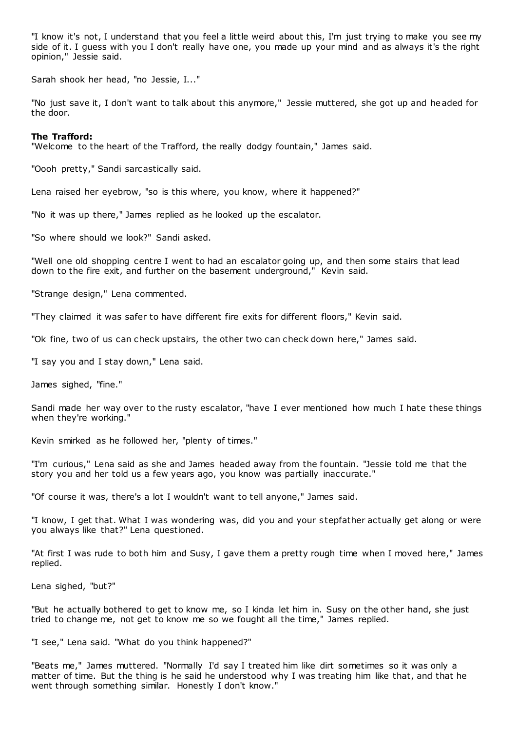"I know it's not, I understand that you feel a little weird about this, I'm just trying to make you see my side of it. I guess with you I don't really have one, you made up your mind and as always it's the right opinion," Jessie said.

Sarah shook her head, "no Jessie, I..."

"No just save it, I don't want to talk about this anymore," Jessie muttered, she got up and headed for the door.

**The Trafford:**

"Welcome to the heart of the Trafford, the really dodgy fountain," James said.

"Oooh pretty," Sandi sarcastically said.

Lena raised her eyebrow, "so is this where, you know, where it happened?"

"No it was up there," James replied as he looked up the escalator.

"So where should we look?" Sandi asked.

"Well one old shopping centre I went to had an escalator going up, and then some stairs that lead down to the fire exit, and further on the basement underground," Kevin said.

"Strange design," Lena commented.

"They claimed it was safer to have different fire exits for different floors," Kevin said.

"Ok fine, two of us can check upstairs, the other two can check down here," James said.

"I say you and I stay down," Lena said.

James sighed, "fine."

Sandi made her way over to the rusty escalator, "have I ever mentioned how much I hate these things when they're working."

Kevin smirked as he followed her, "plenty of times."

"I'm curious," Lena said as she and James headed away from the fountain. "Jessie told me that the story you and her told us a few years ago, you know was partially inaccurate."

"Of course it was, there's a lot I wouldn't want to tell anyone," James said.

"I know, I get that. What I was wondering was, did you and your stepfather actually get along or were you always like that?" Lena questioned.

"At first I was rude to both him and Susy, I gave them a pretty rough time when I moved here," James replied.

Lena sighed, "but?"

"But he actually bothered to get to know me, so I kinda let him in. Susy on the other hand, she just tried to change me, not get to know me so we fought all the time," James replied.

"I see," Lena said. "What do you think happened?"

"Beats me," James muttered. "Normally I'd say I treated him like dirt sometimes so it was only a matter of time. But the thing is he said he understood why I was treating him like that, and that he went through something similar. Honestly I don't know."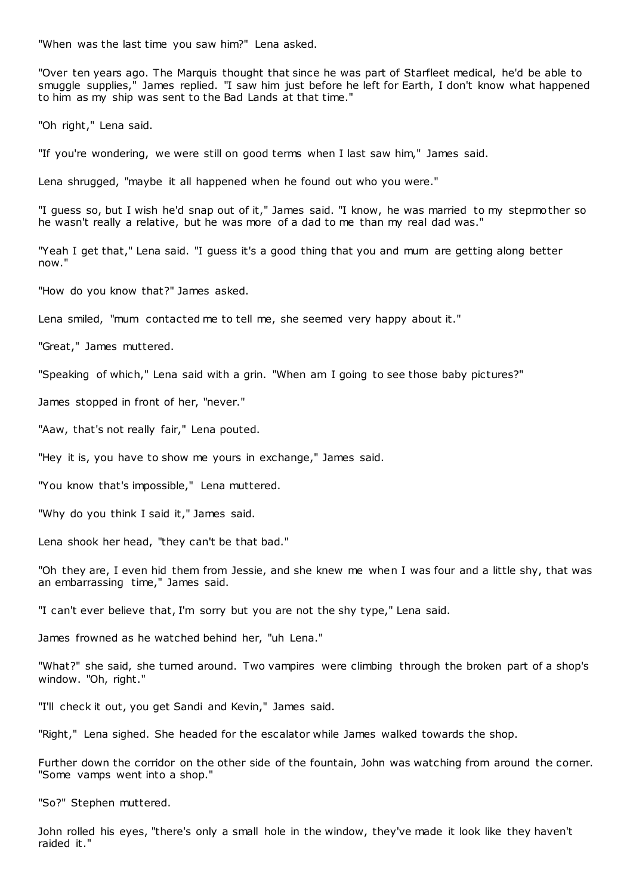"When was the last time you saw him?" Lena asked.

"Over ten years ago. The Marquis thought that since he was part of Starfleet medical, he'd be able to smuggle supplies," James replied. "I saw him just before he left for Earth, I don't know what happened to him as my ship was sent to the Bad Lands at that time."

"Oh right," Lena said.

"If you're wondering, we were still on good terms when I last saw him," James said.

Lena shrugged, "maybe it all happened when he found out who you were."

"I guess so, but I wish he'd snap out of it," James said. "I know, he was married to my stepmother so he wasn't really a relative, but he was more of a dad to me than my real dad was."

"Yeah I get that," Lena said. "I guess it's a good thing that you and mum are getting along better now."

"How do you know that?" James asked.

Lena smiled, "mum contacted me to tell me, she seemed very happy about it."

"Great," James muttered.

"Speaking of which," Lena said with a grin. "When am I going to see those baby pictures?"

James stopped in front of her, "never."

"Aaw, that's not really fair," Lena pouted.

"Hey it is, you have to show me yours in exchange," James said.

"You know that's impossible," Lena muttered.

"Why do you think I said it," James said.

Lena shook her head, "they can't be that bad."

"Oh they are, I even hid them from Jessie, and she knew me when I was four and a little shy, that was an embarrassing time," James said.

"I can't ever believe that, I'm sorry but you are not the shy type," Lena said.

James frowned as he watched behind her, "uh Lena."

"What?" she said, she turned around. Two vampires were climbing through the broken part of a shop's window. "Oh, right."

"I'll check it out, you get Sandi and Kevin," James said.

"Right," Lena sighed. She headed for the escalator while James walked towards the shop.

Further down the corridor on the other side of the fountain, John was watching from around the corner. "Some vamps went into a shop."

"So?" Stephen muttered.

John rolled his eyes, "there's only a small hole in the window, they've made it look like they haven't raided it."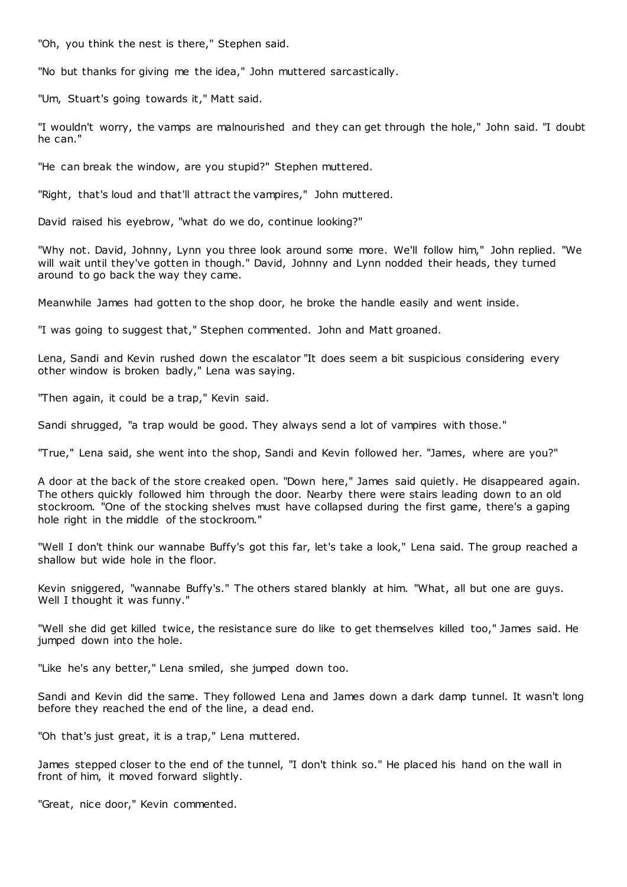"Oh, you think the nest is there," Stephen said.

"No but thanks for giving me the idea," John muttered sarcastically.

"Um, Stuart's going towards it," Matt said.

"I wouldn't worry, the vamps are malnourished and they can get through the hole," John said. "I doubt he can."

"He can break the window, are you stupid?" Stephen muttered.

"Right, that's loud and that'll attract the vampires," John muttered.

David raised his eyebrow, "what do we do, continue looking?"

"Why not. David, Johnny, Lynn you three look around some more. We'll follow him," John replied. "We will wait until they've gotten in though." David, Johnny and Lynn nodded their heads, they turned around to go back the way they came.

Meanwhile James had gotten to the shop door, he broke the handle easily and went inside.

"I was going to suggest that," Stephen commented. John and Matt groaned.

Lena, Sandi and Kevin rushed down the escalator "It does seem a bit suspicious considering every other window is broken badly," Lena was saying.

"Then again, it could be a trap," Kevin said.

Sandi shrugged, "a trap would be good. They always send a lot of vampires with those."

"True," Lena said, she went into the shop, Sandi and Kevin followed her. "James, where are you?"

A door at the back of the store creaked open. "Down here," James said quietly. He disappeared again. The others quickly followed him through the door. Nearby there were stairs leading down to an old stockroom. "One of the stocking shelves must have collapsed during the first game, there's a gaping hole right in the middle of the stockroom."

"Well I don't think our wannabe Buffy's got this far, let's take a look," Lena said. The group reached a shallow but wide hole in the floor.

Kevin sniggered, "wannabe Buffy's." The others stared blankly at him. "What, all but one are guys. Well I thought it was funny."

"Well she did get killed twice, the resistance sure do like to get themselves killed too," James said. He jumped down into the hole.

"Like he's any better," Lena smiled, she jumped down too.

Sandi and Kevin did the same. They followed Lena and James down a dark damp tunnel. It wasn't long before they reached the end of the line, a dead end.

"Oh that's just great, it is a trap," Lena muttered.

James stepped closer to the end of the tunnel, "I don't think so." He placed his hand on the wall in front of him, it moved forward slightly.

"Great, nice door," Kevin commented.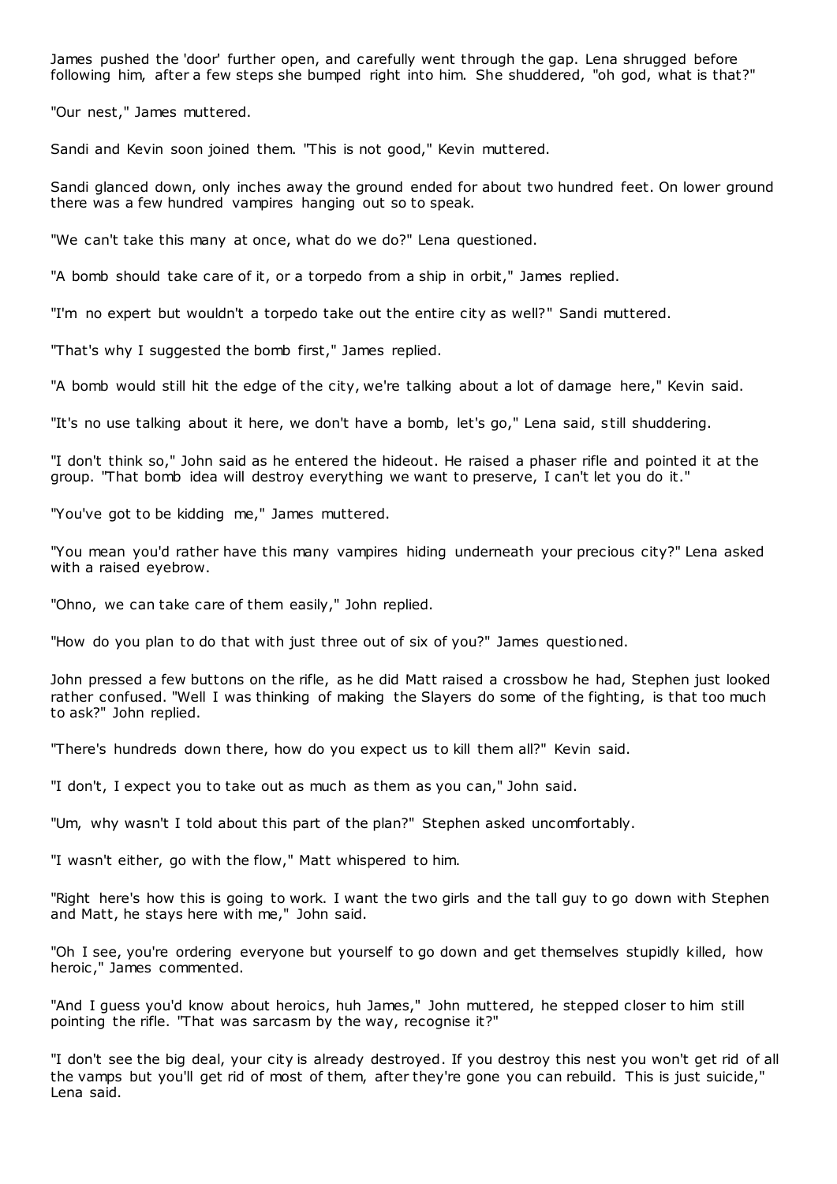James pushed the 'door' further open, and carefully went through the gap. Lena shrugged before following him, after a few steps she bumped right into him. She shuddered, "oh god, what is that?"

"Our nest," James muttered.

Sandi and Kevin soon joined them. "This is not good," Kevin muttered.

Sandi glanced down, only inches away the ground ended for about two hundred feet. On lower ground there was a few hundred vampires hanging out so to speak.

"We can't take this many at once, what do we do?" Lena questioned.

"A bomb should take care of it, or a torpedo from a ship in orbit," James replied.

"I'm no expert but wouldn't a torpedo take out the entire city as well?" Sandi muttered.

"That's why I suggested the bomb first," James replied.

"A bomb would still hit the edge of the city, we're talking about a lot of damage here," Kevin said.

"It's no use talking about it here, we don't have a bomb, let's go," Lena said, still shuddering.

"I don't think so," John said as he entered the hideout. He raised a phaser rifle and pointed it at the group. "That bomb idea will destroy everything we want to preserve, I can't let you do it."

"You've got to be kidding me," James muttered.

"You mean you'd rather have this many vampires hiding underneath your precious city?" Lena asked with a raised eyebrow.

"Ohno, we can take care of them easily," John replied.

"How do you plan to do that with just three out of six of you?" James questioned.

John pressed a few buttons on the rifle, as he did Matt raised a crossbow he had, Stephen just looked rather confused. "Well I was thinking of making the Slayers do some of the fighting, is that too much to ask?" John replied.

"There's hundreds down there, how do you expect us to kill them all?" Kevin said.

"I don't, I expect you to take out as much as them as you can," John said.

"Um, why wasn't I told about this part of the plan?" Stephen asked uncomfortably.

"I wasn't either, go with the flow," Matt whispered to him.

"Right here's how this is going to work. I want the two girls and the tall guy to go down with Stephen and Matt, he stays here with me," John said.

"Oh I see, you're ordering everyone but yourself to go down and get themselves stupidly killed, how heroic," James commented.

"And I guess you'd know about heroics, huh James," John muttered, he stepped closer to him still pointing the rifle. "That was sarcasm by the way, recognise it?"

"I don't see the big deal, your city is already destroyed. If you destroy this nest you won't get rid of all the vamps but you'll get rid of most of them, after they're gone you can rebuild. This is just suicide," Lena said.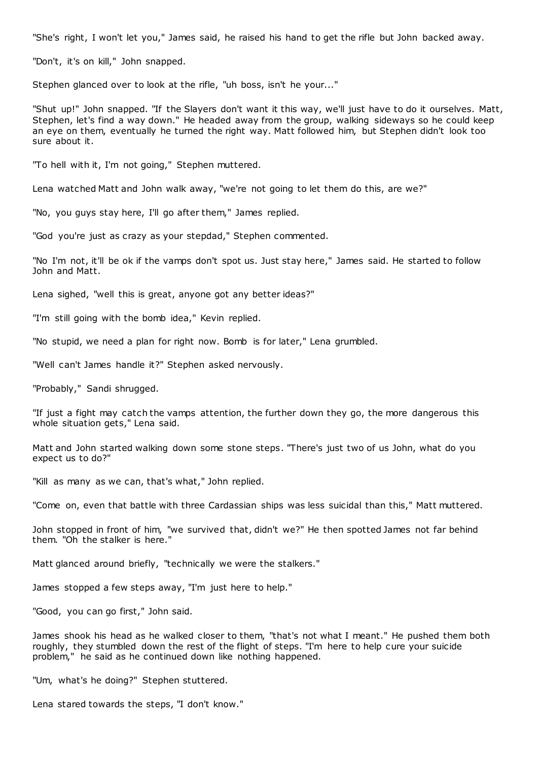"She's right, I won't let you," James said, he raised his hand to get the rifle but John backed away.

"Don't, it's on kill," John snapped.

Stephen glanced over to look at the rifle, "uh boss, isn't he your..."

"Shut up!" John snapped. "If the Slayers don't want it this way, we'll just have to do it ourselves. Matt, Stephen, let's find a way down." He headed away from the group, walking sideways so he could keep an eye on them, eventually he turned the right way. Matt followed him, but Stephen didn't look too sure about it.

"To hell with it, I'm not going," Stephen muttered.

Lena watched Matt and John walk away, "we're not going to let them do this, are we?"

"No, you guys stay here, I'll go after them," James replied.

"God you're just as crazy as your stepdad," Stephen commented.

"No I'm not, it'll be ok if the vamps don't spot us. Just stay here," James said. He started to follow John and Matt.

Lena sighed, "well this is great, anyone got any better ideas?"

"I'm still going with the bomb idea," Kevin replied.

"No stupid, we need a plan for right now. Bomb is for later," Lena grumbled.

"Well can't James handle it?" Stephen asked nervously.

"Probably," Sandi shrugged.

"If just a fight may catch the vamps attention, the further down they go, the more dangerous this whole situation gets," Lena said.

Matt and John started walking down some stone steps. "There's just two of us John, what do you expect us to do?"

"Kill as many as we can, that's what," John replied.

"Come on, even that battle with three Cardassian ships was less suicidal than this," Matt muttered.

John stopped in front of him, "we survived that, didn't we?" He then spotted James not far behind them. "Oh the stalker is here."

Matt glanced around briefly, "technically we were the stalkers."

James stopped a few steps away, "I'm just here to help."

"Good, you can go first," John said.

James shook his head as he walked closer to them, "that's not what I meant." He pushed them both roughly, they stumbled down the rest of the flight of steps. "I'm here to help cure your suicide problem," he said as he continued down like nothing happened.

"Um, what's he doing?" Stephen stuttered.

Lena stared towards the steps, "I don't know."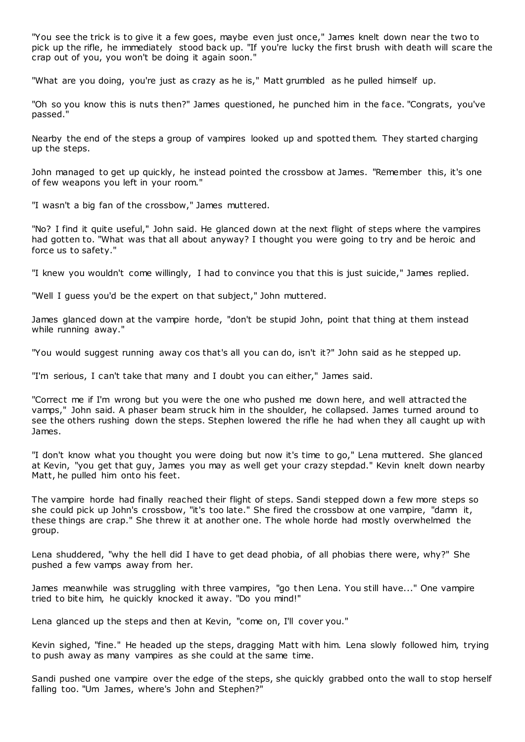"You see the trick is to give it a few goes, maybe even just once," James knelt down near the two to pick up the rifle, he immediately stood back up. "If you're lucky the first brush with death will scare the crap out of you, you won't be doing it again soon."

"What are you doing, you're just as crazy as he is," Matt grumbled as he pulled himself up.

"Oh so you know this is nuts then?" James questioned, he punched him in the face. "Congrats, you've passed."

Nearby the end of the steps a group of vampires looked up and spotted them. They started charging up the steps.

John managed to get up quickly, he instead pointed the crossbow at James. "Remember this, it's one of few weapons you left in your room."

"I wasn't a big fan of the crossbow," James muttered.

"No? I find it quite useful," John said. He glanced down at the next flight of steps where the vampires had gotten to. "What was that all about anyway? I thought you were going to try and be heroic and force us to safety."

"I knew you wouldn't come willingly, I had to convince you that this is just suicide," James replied.

"Well I guess you'd be the expert on that subject," John muttered.

James glanced down at the vampire horde, "don't be stupid John, point that thing at them instead while running away."

"You would suggest running away cos that's all you can do, isn't it?" John said as he stepped up.

"I'm serious, I can't take that many and I doubt you can either," James said.

"Correct me if I'm wrong but you were the one who pushed me down here, and well attracted the vamps," John said. A phaser beam struck him in the shoulder, he collapsed. James turned around to see the others rushing down the steps. Stephen lowered the rifle he had when they all caught up with James.

"I don't know what you thought you were doing but now it's time to go," Lena muttered. She glanced at Kevin, "you get that guy, James you may as well get your crazy stepdad." Kevin knelt down nearby Matt, he pulled him onto his feet.

The vampire horde had finally reached their flight of steps. Sandi stepped down a few more steps so she could pick up John's crossbow, "it's too late." She fired the crossbow at one vampire, "damn it, these things are crap." She threw it at another one. The whole horde had mostly overwhelmed the group.

Lena shuddered, "why the hell did I have to get dead phobia, of all phobias there were, why?" She pushed a few vamps away from her.

James meanwhile was struggling with three vampires, "go then Lena. You still have..." One vampire tried to bite him, he quickly knocked it away. "Do you mind!"

Lena glanced up the steps and then at Kevin, "come on, I'll cover you."

Kevin sighed, "fine." He headed up the steps, dragging Matt with him. Lena slowly followed him, trying to push away as many vampires as she could at the same time.

Sandi pushed one vampire over the edge of the steps, she quickly grabbed onto the wall to stop herself falling too. "Um James, where's John and Stephen?"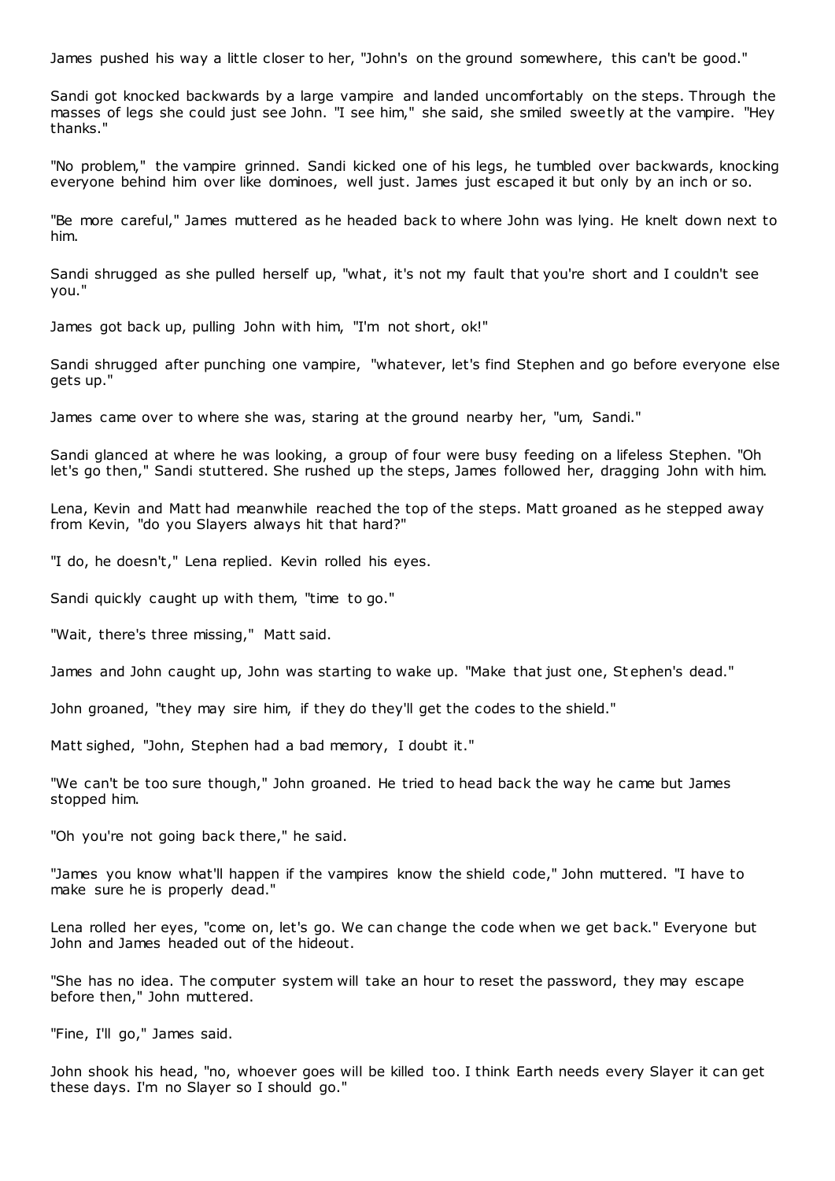James pushed his way a little closer to her, "John's on the ground somewhere, this can't be good."

Sandi got knocked backwards by a large vampire and landed uncomfortably on the steps. Through the masses of legs she could just see John. "I see him," she said, she smiled sweetly at the vampire. "Hey thanks."

"No problem," the vampire grinned. Sandi kicked one of his legs, he tumbled over backwards, knocking everyone behind him over like dominoes, well just. James just escaped it but only by an inch or so.

"Be more careful," James muttered as he headed back to where John was lying. He knelt down next to him.

Sandi shrugged as she pulled herself up, "what, it's not my fault that you're short and I couldn't see you."

James got back up, pulling John with him, "I'm not short, ok!"

Sandi shrugged after punching one vampire, "whatever, let's find Stephen and go before everyone else gets up."

James came over to where she was, staring at the ground nearby her, "um, Sandi."

Sandi glanced at where he was looking, a group of four were busy feeding on a lifeless Stephen. "Oh let's go then," Sandi stuttered. She rushed up the steps, James followed her, dragging John with him.

Lena, Kevin and Matt had meanwhile reached the top of the steps. Matt groaned as he stepped away from Kevin, "do you Slayers always hit that hard?"

"I do, he doesn't," Lena replied. Kevin rolled his eyes.

Sandi quickly caught up with them, "time to go."

"Wait, there's three missing," Matt said.

James and John caught up, John was starting to wake up. "Make that just one, Stephen's dead."

John groaned, "they may sire him, if they do they'll get the codes to the shield."

Matt sighed, "John, Stephen had a bad memory, I doubt it."

"We can't be too sure though," John groaned. He tried to head back the way he came but James stopped him.

"Oh you're not going back there," he said.

"James you know what'll happen if the vampires know the shield code," John muttered. "I have to make sure he is properly dead."

Lena rolled her eyes, "come on, let's go. We can change the code when we get back." Everyone but John and James headed out of the hideout.

"She has no idea. The computer system will take an hour to reset the password, they may escape before then," John muttered.

"Fine, I'll go," James said.

John shook his head, "no, whoever goes will be killed too. I think Earth needs every Slayer it can get these days. I'm no Slayer so I should go."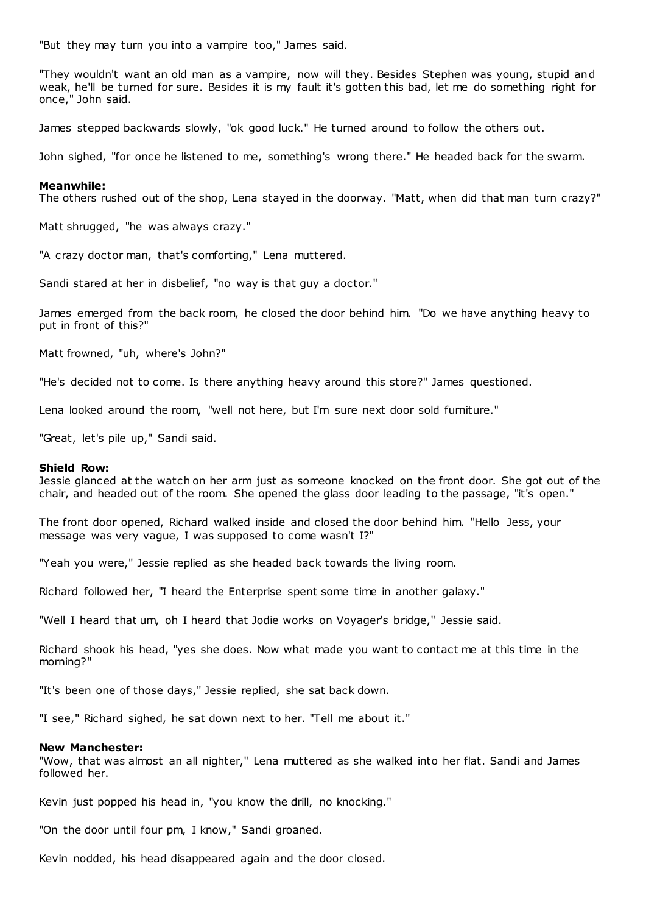"But they may turn you into a vampire too," James said.

"They wouldn't want an old man as a vampire, now will they. Besides Stephen was young, stupid and weak, he'll be turned for sure. Besides it is my fault it's gotten this bad, let me do something right for once," John said.

James stepped backwards slowly, "ok good luck." He turned around to follow the others out.

John sighed, "for once he listened to me, something's wrong there." He headed back for the swarm.

**Meanwhile:**
The others rushed out of the shop, Lena stayed in the doorway. "Matt, when did that man turn crazy?"

Matt shrugged, "he was always crazy."

"A crazy doctor man, that's comforting," Lena muttered.

Sandi stared at her in disbelief, "no way is that guy a doctor."

James emerged from the back room, he closed the door behind him. "Do we have anything heavy to put in front of this?"

Matt frowned, "uh, where's John?"

"He's decided not to come. Is there anything heavy around this store?" James questioned.

Lena looked around the room, "well not here, but I'm sure next door sold furniture."

"Great, let's pile up," Sandi said.

**Shield Row:**
Jessie glanced at the watch on her arm just as someone knocked on the front door. She got out of the chair, and headed out of the room. She opened the glass door leading to the passage, "it's open."

The front door opened, Richard walked inside and closed the door behind him. "Hello Jess, your message was very vague, I was supposed to come wasn't I?"

"Yeah you were," Jessie replied as she headed back towards the living room.

Richard followed her, "I heard the Enterprise spent some time in another galaxy."

"Well I heard that um, oh I heard that Jodie works on Voyager's bridge," Jessie said.

Richard shook his head, "yes she does. Now what made you want to contact me at this time in the morning?"

"It's been one of those days," Jessie replied, she sat back down.

"I see," Richard sighed, he sat down next to her. "Tell me about it."

**New Manchester:**
"Wow, that was almost an all nighter," Lena muttered as she walked into her flat. Sandi and James followed her.

Kevin just popped his head in, "you know the drill, no knocking."

"On the door until four pm, I know," Sandi groaned.

Kevin nodded, his head disappeared again and the door closed.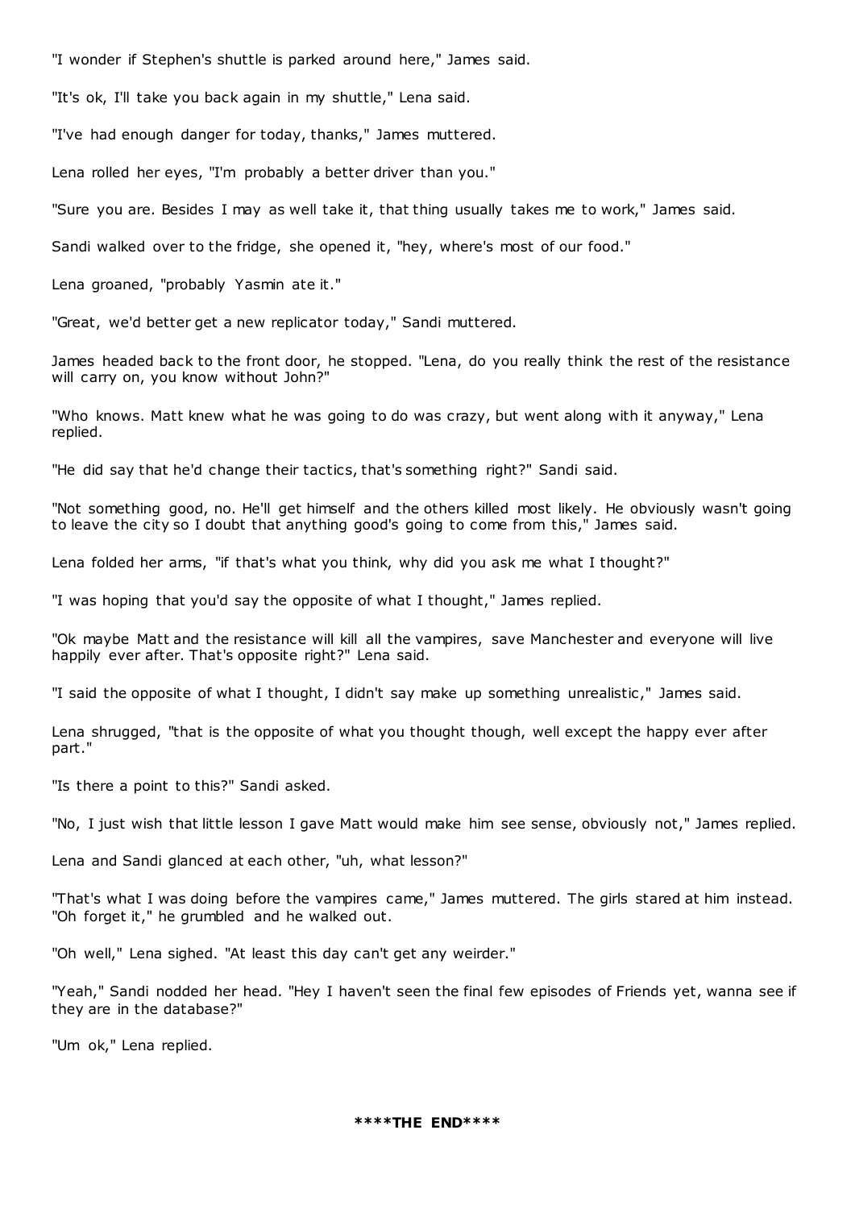"I wonder if Stephen's shuttle is parked around here," James said.

"It's ok, I'll take you back again in my shuttle," Lena said.

"I've had enough danger for today, thanks," James muttered.

Lena rolled her eyes, "I'm probably a better driver than you."

"Sure you are. Besides I may as well take it, that thing usually takes me to work," James said.

Sandi walked over to the fridge, she opened it, "hey, where's most of our food."

Lena groaned, "probably Yasmin ate it."

"Great, we'd better get a new replicator today," Sandi muttered.

James headed back to the front door, he stopped. "Lena, do you really think the rest of the resistance will carry on, you know without John?"

"Who knows. Matt knew what he was going to do was crazy, but went along with it anyway," Lena replied.

"He did say that he'd change their tactics, that's something right?" Sandi said.

"Not something good, no. He'll get himself and the others killed most likely. He obviously wasn't going to leave the city so I doubt that anything good's going to come from this," James said.

Lena folded her arms, "if that's what you think, why did you ask me what I thought?"

"I was hoping that you'd say the opposite of what I thought," James replied.

"Ok maybe Matt and the resistance will kill all the vampires, save Manchester and everyone will live happily ever after. That's opposite right?" Lena said.

"I said the opposite of what I thought, I didn't say make up something unrealistic," James said.

Lena shrugged, "that is the opposite of what you thought though, well except the happy ever after part."

"Is there a point to this?" Sandi asked.

"No, I just wish that little lesson I gave Matt would make him see sense, obviously not," James replied.

Lena and Sandi glanced at each other, "uh, what lesson?"

"That's what I was doing before the vampires came," James muttered. The girls stared at him instead. "Oh forget it," he grumbled and he walked out.

"Oh well," Lena sighed. "At least this day can't get any weirder."

"Yeah," Sandi nodded her head. "Hey I haven't seen the final few episodes of Friends yet, wanna see if they are in the database?"

"Um ok," Lena replied.

**\*\*\*\*THE END\*\*\*\***